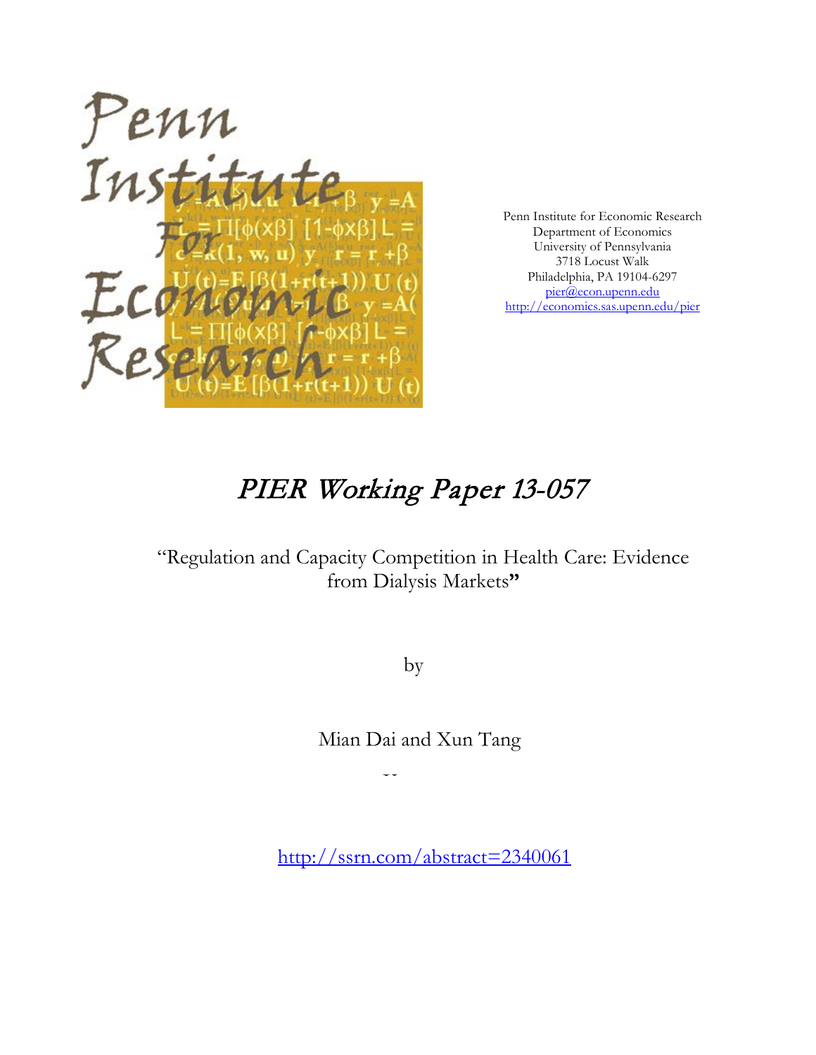Penn Institute for Economic Research
Department of Economics
University of Pennsylvania
3718 Locust Walk
Philadelphia, PA 19104-6297
pier@econ.upenn.edu
http://economics.sas.upenn.edu/pier

# PIER Working Paper 13-057

"Regulation and Capacity Competition in Health Care: Evidence from Dialysis Markets"

by

Mian Dai and Xun Tang

http://ssrn.com/abstract=2340061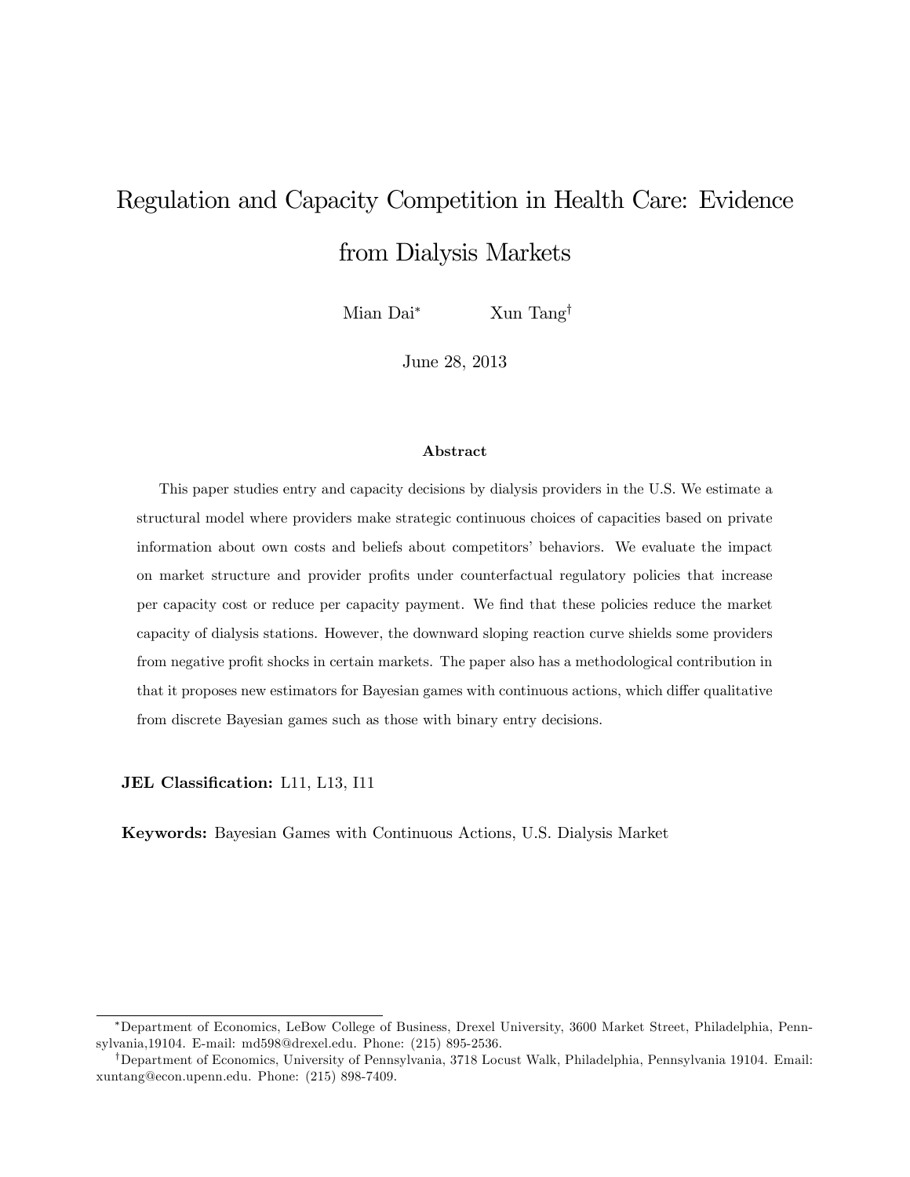# Regulation and Capacity Competition in Health Care: Evidence from Dialysis Markets

Mian Dai[*] Xun Tang[†]

June 28, 2013

**Abstract**

This paper studies entry and capacity decisions by dialysis providers in the U.S. We estimate a structural model where providers make strategic continuous choices of capacities based on private information about own costs and beliefs about competitors' behaviors. We evaluate the impact on market structure and provider profits under counterfactual regulatory policies that increase per capacity cost or reduce per capacity payment. We find that these policies reduce the market capacity of dialysis stations. However, the downward sloping reaction curve shields some providers from negative profit shocks in certain markets. The paper also has a methodological contribution in that it proposes new estimators for Bayesian games with continuous actions, which differ qualitative from discrete Bayesian games such as those with binary entry decisions.

**JEL Classification:** L11, L13, I11

**Keywords:** Bayesian Games with Continuous Actions, U.S. Dialysis Market

---

[*] Department of Economics, LeBow College of Business, Drexel University, 3600 Market Street, Philadelphia, Pennsylvania,19104. E-mail: md598@drexel.edu. Phone: (215) 895-2536.

[†] Department of Economics, University of Pennsylvania, 3718 Locust Walk, Philadelphia, Pennsylvania 19104. Email: xuntang@econ.upenn.edu. Phone: (215) 898-7409.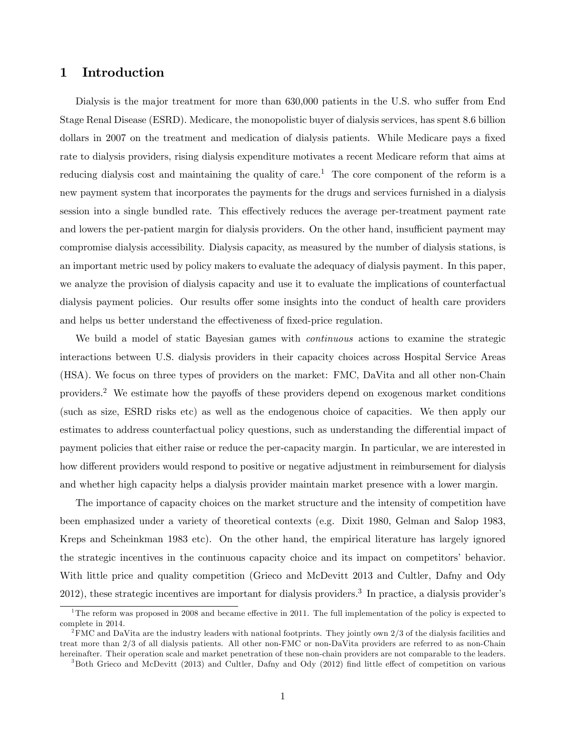# 1 Introduction

Dialysis is the major treatment for more than 630,000 patients in the U.S. who suffer from End Stage Renal Disease (ESRD). Medicare, the monopolistic buyer of dialysis services, has spent 8.6 billion dollars in 2007 on the treatment and medication of dialysis patients. While Medicare pays a fixed rate to dialysis providers, rising dialysis expenditure motivates a recent Medicare reform that aims at reducing dialysis cost and maintaining the quality of care.[1] The core component of the reform is a new payment system that incorporates the payments for the drugs and services furnished in a dialysis session into a single bundled rate. This effectively reduces the average per-treatment payment rate and lowers the per-patient margin for dialysis providers. On the other hand, insufficient payment may compromise dialysis accessibility. Dialysis capacity, as measured by the number of dialysis stations, is an important metric used by policy makers to evaluate the adequacy of dialysis payment. In this paper, we analyze the provision of dialysis capacity and use it to evaluate the implications of counterfactual dialysis payment policies. Our results offer some insights into the conduct of health care providers and helps us better understand the effectiveness of fixed-price regulation.

We build a model of static Bayesian games with *continuous* actions to examine the strategic interactions between U.S. dialysis providers in their capacity choices across Hospital Service Areas (HSA). We focus on three types of providers on the market: FMC, DaVita and all other non-Chain providers.[2] We estimate how the payoffs of these providers depend on exogenous market conditions (such as size, ESRD risks etc) as well as the endogenous choice of capacities. We then apply our estimates to address counterfactual policy questions, such as understanding the differential impact of payment policies that either raise or reduce the per-capacity margin. In particular, we are interested in how different providers would respond to positive or negative adjustment in reimbursement for dialysis and whether high capacity helps a dialysis provider maintain market presence with a lower margin.

The importance of capacity choices on the market structure and the intensity of competition have been emphasized under a variety of theoretical contexts (e.g. Dixit 1980, Gelman and Salop 1983, Kreps and Scheinkman 1983 etc). On the other hand, the empirical literature has largely ignored the strategic incentives in the continuous capacity choice and its impact on competitors' behavior. With little price and quality competition (Grieco and McDevitt 2013 and Cultler, Dafny and Ody 2012), these strategic incentives are important for dialysis providers.[3] In practice, a dialysis provider's

[1] The reform was proposed in 2008 and became effective in 2011. The full implementation of the policy is expected to complete in 2014.

[2] FMC and DaVita are the industry leaders with national footprints. They jointly own 2/3 of the dialysis facilities and treat more than 2/3 of all dialysis patients. All other non-FMC or non-DaVita providers are referred to as non-Chain hereinafter. Their operation scale and market penetration of these non-chain providers are not comparable to the leaders.

[3] Both Grieco and McDevitt (2013) and Cultler, Dafny and Ody (2012) find little effect of competition on various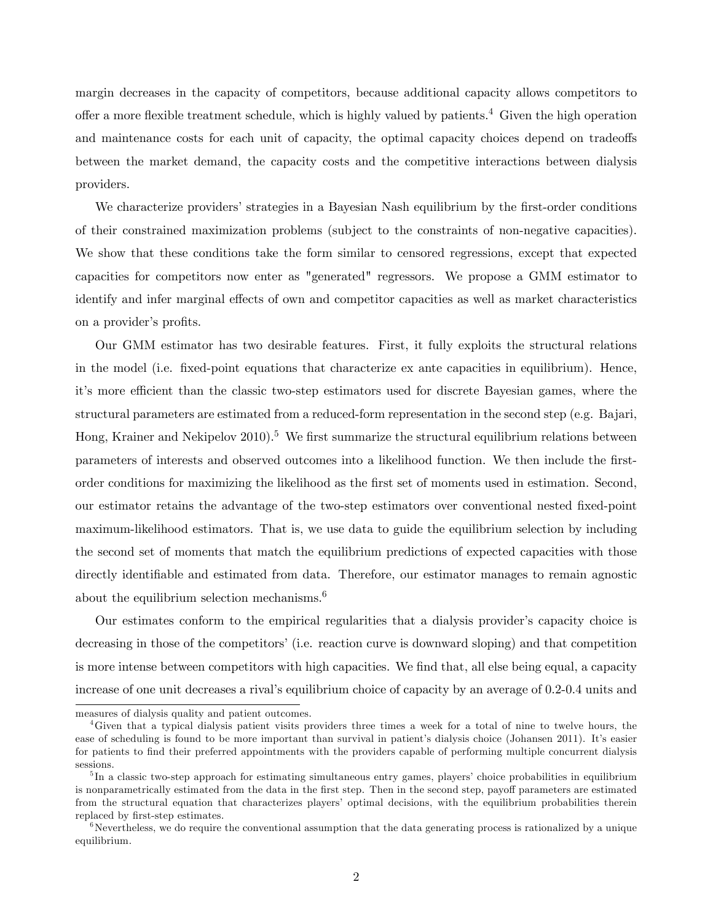margin decreases in the capacity of competitors, because additional capacity allows competitors to offer a more flexible treatment schedule, which is highly valued by patients.[4] Given the high operation and maintenance costs for each unit of capacity, the optimal capacity choices depend on tradeoffs between the market demand, the capacity costs and the competitive interactions between dialysis providers.

We characterize providers' strategies in a Bayesian Nash equilibrium by the first-order conditions of their constrained maximization problems (subject to the constraints of non-negative capacities). We show that these conditions take the form similar to censored regressions, except that expected capacities for competitors now enter as "generated" regressors. We propose a GMM estimator to identify and infer marginal effects of own and competitor capacities as well as market characteristics on a provider's profits.

Our GMM estimator has two desirable features. First, it fully exploits the structural relations in the model (i.e. fixed-point equations that characterize ex ante capacities in equilibrium). Hence, it's more efficient than the classic two-step estimators used for discrete Bayesian games, where the structural parameters are estimated from a reduced-form representation in the second step (e.g. Bajari, Hong, Krainer and Nekipelov 2010).[5] We first summarize the structural equilibrium relations between parameters of interests and observed outcomes into a likelihood function. We then include the first-order conditions for maximizing the likelihood as the first set of moments used in estimation. Second, our estimator retains the advantage of the two-step estimators over conventional nested fixed-point maximum-likelihood estimators. That is, we use data to guide the equilibrium selection by including the second set of moments that match the equilibrium predictions of expected capacities with those directly identifiable and estimated from data. Therefore, our estimator manages to remain agnostic about the equilibrium selection mechanisms.[6]

Our estimates conform to the empirical regularities that a dialysis provider's capacity choice is decreasing in those of the competitors' (i.e. reaction curve is downward sloping) and that competition is more intense between competitors with high capacities. We find that, all else being equal, a capacity increase of one unit decreases a rival's equilibrium choice of capacity by an average of 0.2-0.4 units and

---

measures of dialysis quality and patient outcomes.

[4] Given that a typical dialysis patient visits providers three times a week for a total of nine to twelve hours, the ease of scheduling is found to be more important than survival in patient's dialysis choice (Johansen 2011). It's easier for patients to find their preferred appointments with the providers capable of performing multiple concurrent dialysis sessions.

[5] In a classic two-step approach for estimating simultaneous entry games, players' choice probabilities in equilibrium is nonparametrically estimated from the data in the first step. Then in the second step, payoff parameters are estimated from the structural equation that characterizes players' optimal decisions, with the equilibrium probabilities therein replaced by first-step estimates.

[6] Nevertheless, we do require the conventional assumption that the data generating process is rationalized by a unique equilibrium.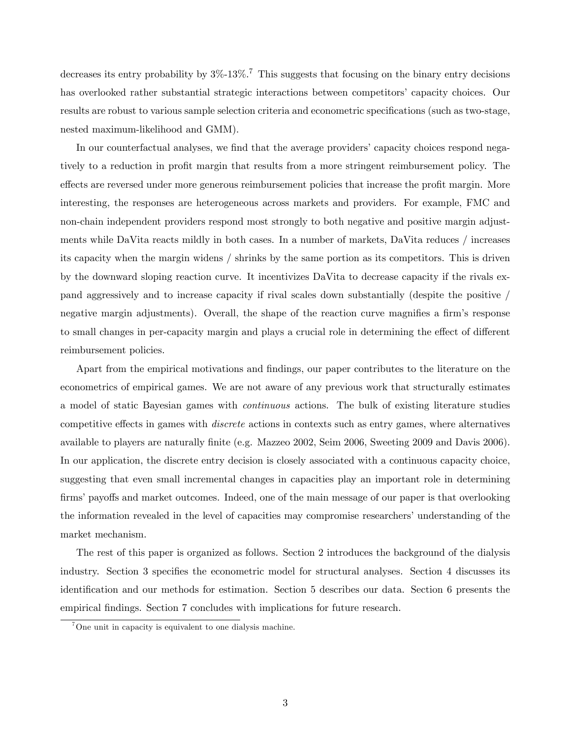decreases its entry probability by 3%-13%.[7] This suggests that focusing on the binary entry decisions has overlooked rather substantial strategic interactions between competitors' capacity choices. Our results are robust to various sample selection criteria and econometric specifications (such as two-stage, nested maximum-likelihood and GMM).

In our counterfactual analyses, we find that the average providers' capacity choices respond negatively to a reduction in profit margin that results from a more stringent reimbursement policy. The effects are reversed under more generous reimbursement policies that increase the profit margin. More interesting, the responses are heterogeneous across markets and providers. For example, FMC and non-chain independent providers respond most strongly to both negative and positive margin adjustments while DaVita reacts mildly in both cases. In a number of markets, DaVita reduces / increases its capacity when the margin widens / shrinks by the same portion as its competitors. This is driven by the downward sloping reaction curve. It incentivizes DaVita to decrease capacity if the rivals expand aggressively and to increase capacity if rival scales down substantially (despite the positive / negative margin adjustments). Overall, the shape of the reaction curve magnifies a firm's response to small changes in per-capacity margin and plays a crucial role in determining the effect of different reimbursement policies.

Apart from the empirical motivations and findings, our paper contributes to the literature on the econometrics of empirical games. We are not aware of any previous work that structurally estimates a model of static Bayesian games with *continuous* actions. The bulk of existing literature studies competitive effects in games with *discrete* actions in contexts such as entry games, where alternatives available to players are naturally finite (e.g. Mazzeo 2002, Seim 2006, Sweeting 2009 and Davis 2006). In our application, the discrete entry decision is closely associated with a continuous capacity choice, suggesting that even small incremental changes in capacities play an important role in determining firms' payoffs and market outcomes. Indeed, one of the main message of our paper is that overlooking the information revealed in the level of capacities may compromise researchers' understanding of the market mechanism.

The rest of this paper is organized as follows. Section 2 introduces the background of the dialysis industry. Section 3 specifies the econometric model for structural analyses. Section 4 discusses its identification and our methods for estimation. Section 5 describes our data. Section 6 presents the empirical findings. Section 7 concludes with implications for future research.

[7] One unit in capacity is equivalent to one dialysis machine.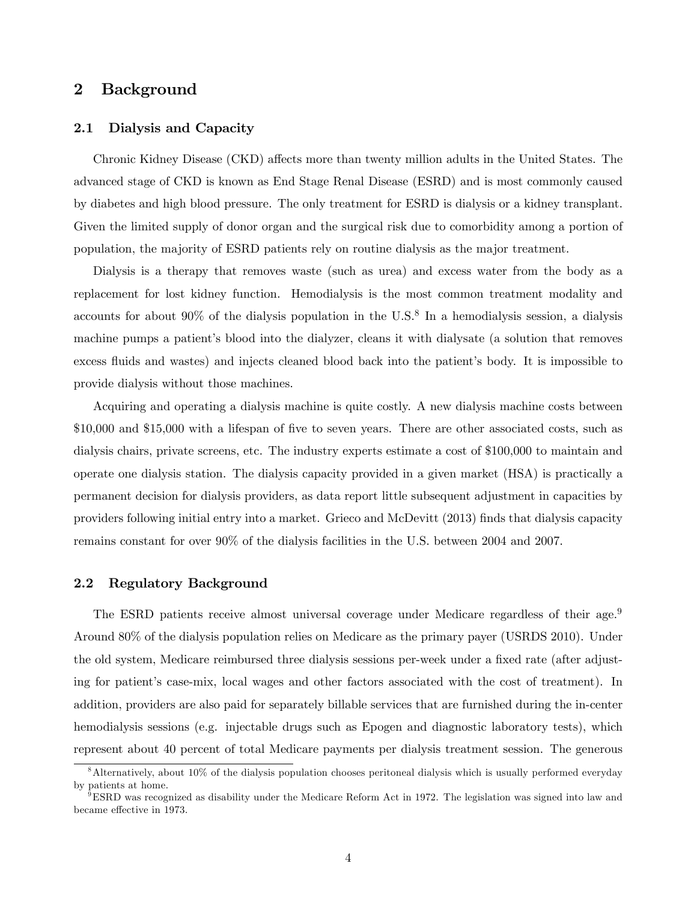## 2 Background

### 2.1 Dialysis and Capacity

Chronic Kidney Disease (CKD) affects more than twenty million adults in the United States. The advanced stage of CKD is known as End Stage Renal Disease (ESRD) and is most commonly caused by diabetes and high blood pressure. The only treatment for ESRD is dialysis or a kidney transplant. Given the limited supply of donor organ and the surgical risk due to comorbidity among a portion of population, the majority of ESRD patients rely on routine dialysis as the major treatment.

Dialysis is a therapy that removes waste (such as urea) and excess water from the body as a replacement for lost kidney function. Hemodialysis is the most common treatment modality and accounts for about 90% of the dialysis population in the U.S.[8] In a hemodialysis session, a dialysis machine pumps a patient's blood into the dialyzer, cleans it with dialysate (a solution that removes excess fluids and wastes) and injects cleaned blood back into the patient's body. It is impossible to provide dialysis without those machines.

Acquiring and operating a dialysis machine is quite costly. A new dialysis machine costs between $10,000 and $15,000 with a lifespan of five to seven years. There are other associated costs, such as dialysis chairs, private screens, etc. The industry experts estimate a cost of $100,000 to maintain and operate one dialysis station. The dialysis capacity provided in a given market (HSA) is practically a permanent decision for dialysis providers, as data report little subsequent adjustment in capacities by providers following initial entry into a market. Grieco and McDevitt (2013) finds that dialysis capacity remains constant for over 90% of the dialysis facilities in the U.S. between 2004 and 2007.

### 2.2 Regulatory Background

The ESRD patients receive almost universal coverage under Medicare regardless of their age.[9] Around 80% of the dialysis population relies on Medicare as the primary payer (USRDS 2010). Under the old system, Medicare reimbursed three dialysis sessions per-week under a fixed rate (after adjusting for patient's case-mix, local wages and other factors associated with the cost of treatment). In addition, providers are also paid for separately billable services that are furnished during the in-center hemodialysis sessions (e.g. injectable drugs such as Epogen and diagnostic laboratory tests), which represent about 40 percent of total Medicare payments per dialysis treatment session. The generous

[8] Alternatively, about 10% of the dialysis population chooses peritoneal dialysis which is usually performed everyday by patients at home.

[9] ESRD was recognized as disability under the Medicare Reform Act in 1972. The legislation was signed into law and became effective in 1973.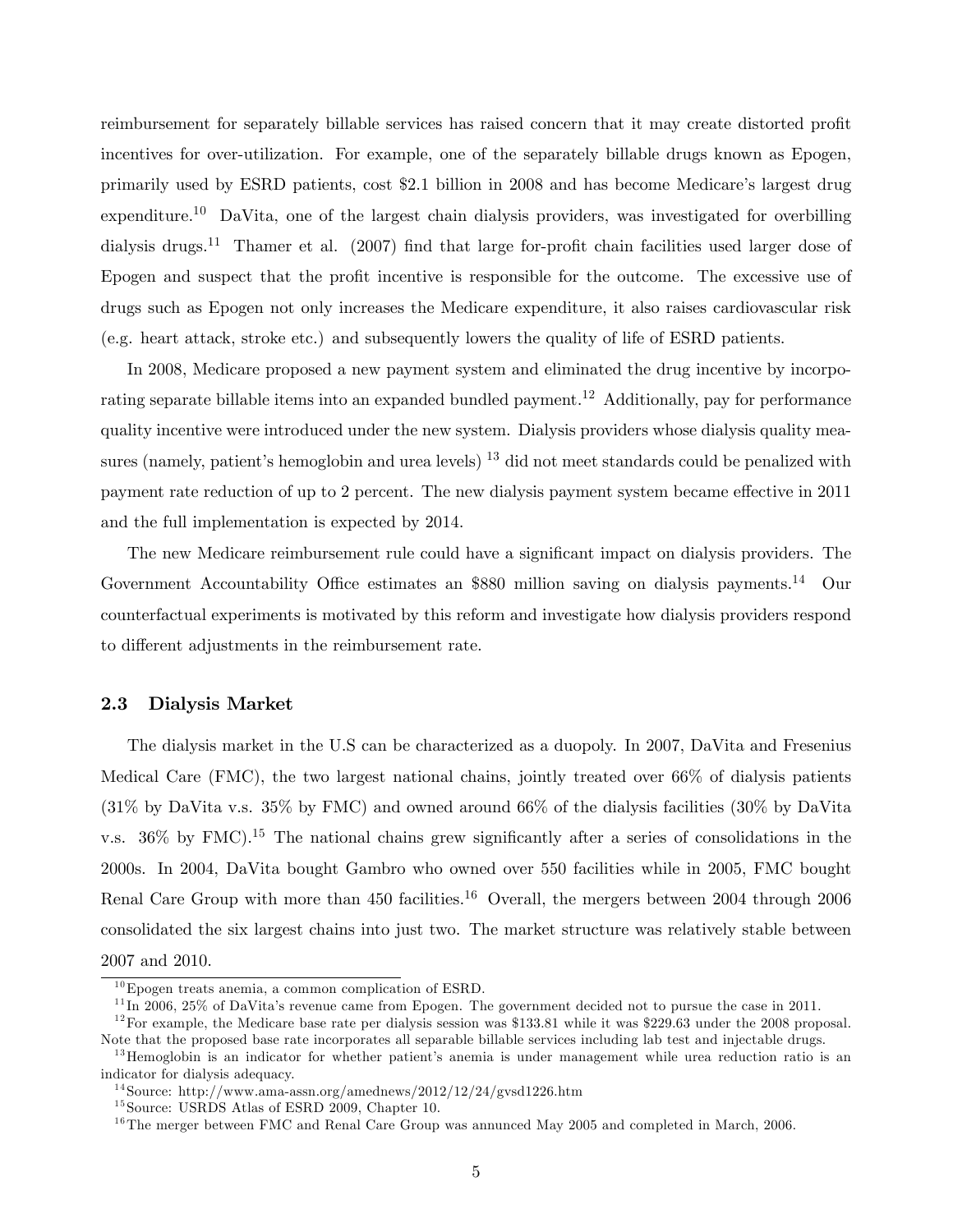reimbursement for separately billable services has raised concern that it may create distorted profit incentives for over-utilization. For example, one of the separately billable drugs known as Epogen, primarily used by ESRD patients, cost $2.1 billion in 2008 and has become Medicare's largest drug expenditure.[10] DaVita, one of the largest chain dialysis providers, was investigated for overbilling dialysis drugs.[11] Thamer et al. (2007) find that large for-profit chain facilities used larger dose of Epogen and suspect that the profit incentive is responsible for the outcome. The excessive use of drugs such as Epogen not only increases the Medicare expenditure, it also raises cardiovascular risk (e.g. heart attack, stroke etc.) and subsequently lowers the quality of life of ESRD patients.

In 2008, Medicare proposed a new payment system and eliminated the drug incentive by incorporating separate billable items into an expanded bundled payment.[12] Additionally, pay for performance quality incentive were introduced under the new system. Dialysis providers whose dialysis quality measures (namely, patient's hemoglobin and urea levels) [13] did not meet standards could be penalized with payment rate reduction of up to 2 percent. The new dialysis payment system became effective in 2011 and the full implementation is expected by 2014.

The new Medicare reimbursement rule could have a significant impact on dialysis providers. The Government Accountability Office estimates an $880 million saving on dialysis payments.[14] Our counterfactual experiments is motivated by this reform and investigate how dialysis providers respond to different adjustments in the reimbursement rate.

### 2.3 Dialysis Market

The dialysis market in the U.S can be characterized as a duopoly. In 2007, DaVita and Fresenius Medical Care (FMC), the two largest national chains, jointly treated over 66% of dialysis patients (31% by DaVita v.s. 35% by FMC) and owned around 66% of the dialysis facilities (30% by DaVita v.s. 36% by FMC).[15] The national chains grew significantly after a series of consolidations in the 2000s. In 2004, DaVita bought Gambro who owned over 550 facilities while in 2005, FMC bought Renal Care Group with more than 450 facilities.[16] Overall, the mergers between 2004 through 2006 consolidated the six largest chains into just two. The market structure was relatively stable between 2007 and 2010.

[10] Epogen treats anemia, a common complication of ESRD.

[11] In 2006, 25% of DaVita's revenue came from Epogen. The government decided not to pursue the case in 2011.

[12] For example, the Medicare base rate per dialysis session was $133.81 while it was $229.63 under the 2008 proposal. Note that the proposed base rate incorporates all separable billable services including lab test and injectable drugs.

[13] Hemoglobin is an indicator for whether patient's anemia is under management while urea reduction ratio is an indicator for dialysis adequacy.

[14] Source: http://www.ama-assn.org/amednews/2012/12/24/gvsd1226.htm

[15] Source: USRDS Atlas of ESRD 2009, Chapter 10.

[16] The merger between FMC and Renal Care Group was annunced May 2005 and completed in March, 2006.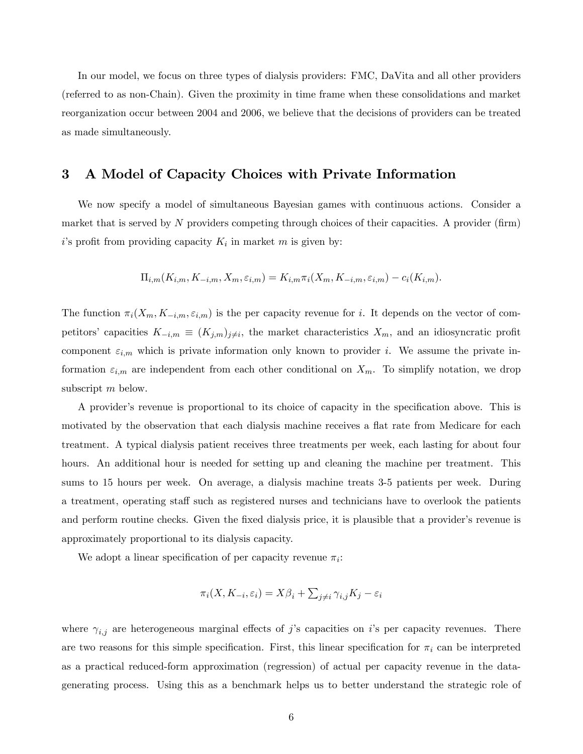In our model, we focus on three types of dialysis providers: FMC, DaVita and all other providers (referred to as non-Chain). Given the proximity in time frame when these consolidations and market reorganization occur between 2004 and 2006, we believe that the decisions of providers can be treated as made simultaneously.

## 3 A Model of Capacity Choices with Private Information

We now specify a model of simultaneous Bayesian games with continuous actions. Consider a market that is served by $N$ providers competing through choices of their capacities. A provider (firm) $i$'s profit from providing capacity $K_i$ in market $m$ is given by:

$$\Pi_{i,m}(K_{i,m}, K_{-i,m}, X_m, \varepsilon_{i,m}) = K_{i,m}\pi_i(X_m, K_{-i,m}, \varepsilon_{i,m}) - c_i(K_{i,m}).$$

The function $\pi_i(X_m, K_{-i,m}, \varepsilon_{i,m})$ is the per capacity revenue for $i$. It depends on the vector of competitors' capacities $K_{-i,m} \equiv (K_{j,m})_{j \neq i}$, the market characteristics $X_m$, and an idiosyncratic profit component $\varepsilon_{i,m}$ which is private information only known to provider $i$. We assume the private information $\varepsilon_{i,m}$ are independent from each other conditional on $X_m$. To simplify notation, we drop subscript $m$ below.

A provider's revenue is proportional to its choice of capacity in the specification above. This is motivated by the observation that each dialysis machine receives a flat rate from Medicare for each treatment. A typical dialysis patient receives three treatments per week, each lasting for about four hours. An additional hour is needed for setting up and cleaning the machine per treatment. This sums to 15 hours per week. On average, a dialysis machine treats 3-5 patients per week. During a treatment, operating staff such as registered nurses and technicians have to overlook the patients and perform routine checks. Given the fixed dialysis price, it is plausible that a provider's revenue is approximately proportional to its dialysis capacity.

We adopt a linear specification of per capacity revenue $\pi_i$:

$$\pi_i(X, K_{-i}, \varepsilon_i) = X\beta_i + \textstyle\sum_{j \neq i} \gamma_{i,j} K_j - \varepsilon_i$$

where $\gamma_{i,j}$ are heterogeneous marginal effects of $j$'s capacities on $i$'s per capacity revenues. There are two reasons for this simple specification. First, this linear specification for $\pi_i$ can be interpreted as a practical reduced-form approximation (regression) of actual per capacity revenue in the data-generating process. Using this as a benchmark helps us to better understand the strategic role of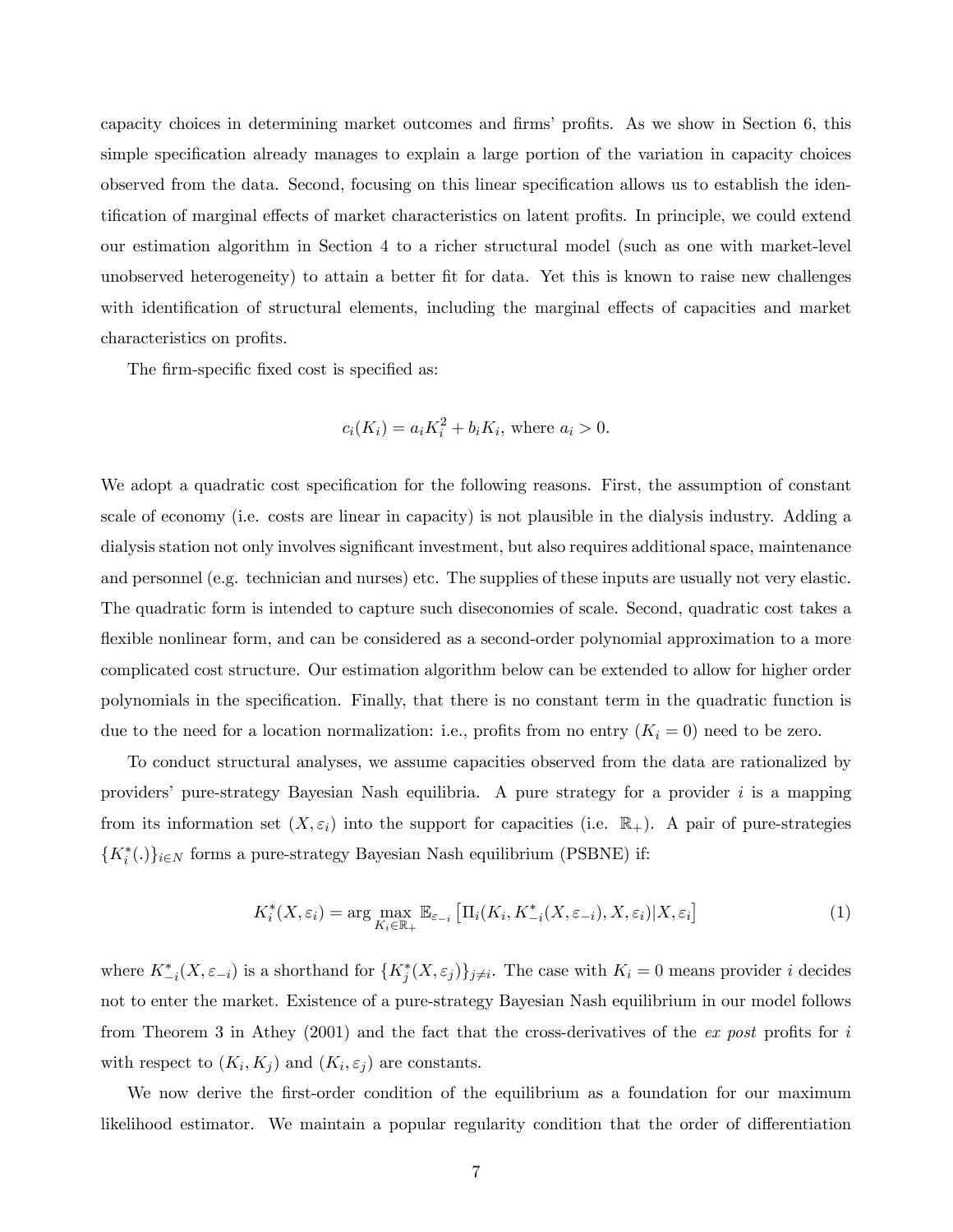capacity choices in determining market outcomes and firms' profits. As we show in Section 6, this simple specification already manages to explain a large portion of the variation in capacity choices observed from the data. Second, focusing on this linear specification allows us to establish the identification of marginal effects of market characteristics on latent profits. In principle, we could extend our estimation algorithm in Section 4 to a richer structural model (such as one with market-level unobserved heterogeneity) to attain a better fit for data. Yet this is known to raise new challenges with identification of structural elements, including the marginal effects of capacities and market characteristics on profits.

The firm-specific fixed cost is specified as:

$$c_i(K_i) = a_i K_i^2 + b_i K_i, \text{ where } a_i > 0.$$

We adopt a quadratic cost specification for the following reasons. First, the assumption of constant scale of economy (i.e. costs are linear in capacity) is not plausible in the dialysis industry. Adding a dialysis station not only involves significant investment, but also requires additional space, maintenance and personnel (e.g. technician and nurses) etc. The supplies of these inputs are usually not very elastic. The quadratic form is intended to capture such diseconomies of scale. Second, quadratic cost takes a flexible nonlinear form, and can be considered as a second-order polynomial approximation to a more complicated cost structure. Our estimation algorithm below can be extended to allow for higher order polynomials in the specification. Finally, that there is no constant term in the quadratic function is due to the need for a location normalization: i.e., profits from no entry ($K_i = 0$) need to be zero.

To conduct structural analyses, we assume capacities observed from the data are rationalized by providers' pure-strategy Bayesian Nash equilibria. A pure strategy for a provider $i$ is a mapping from its information set $(X, \varepsilon_i)$ into the support for capacities (i.e. $\mathbb{R}_+$). A pair of pure-strategies $\{K_i^*(.)\}_{i \in N}$ forms a pure-strategy Bayesian Nash equilibrium (PSBNE) if:

$$K_i^*(X, \varepsilon_i) = \arg\max_{K_i \in \mathbb{R}_+} \mathbb{E}_{\varepsilon_{-i}} \left[ \Pi_i(K_i, K_{-i}^*(X, \varepsilon_{-i}), X, \varepsilon_i) | X, \varepsilon_i \right] \tag{1}$$

where $K_{-i}^*(X, \varepsilon_{-i})$ is a shorthand for $\{K_j^*(X, \varepsilon_j)\}_{j \neq i}$. The case with $K_i = 0$ means provider $i$ decides not to enter the market. Existence of a pure-strategy Bayesian Nash equilibrium in our model follows from Theorem 3 in Athey (2001) and the fact that the cross-derivatives of the *ex post* profits for $i$ with respect to $(K_i, K_j)$ and $(K_i, \varepsilon_j)$ are constants.

We now derive the first-order condition of the equilibrium as a foundation for our maximum likelihood estimator. We maintain a popular regularity condition that the order of differentiation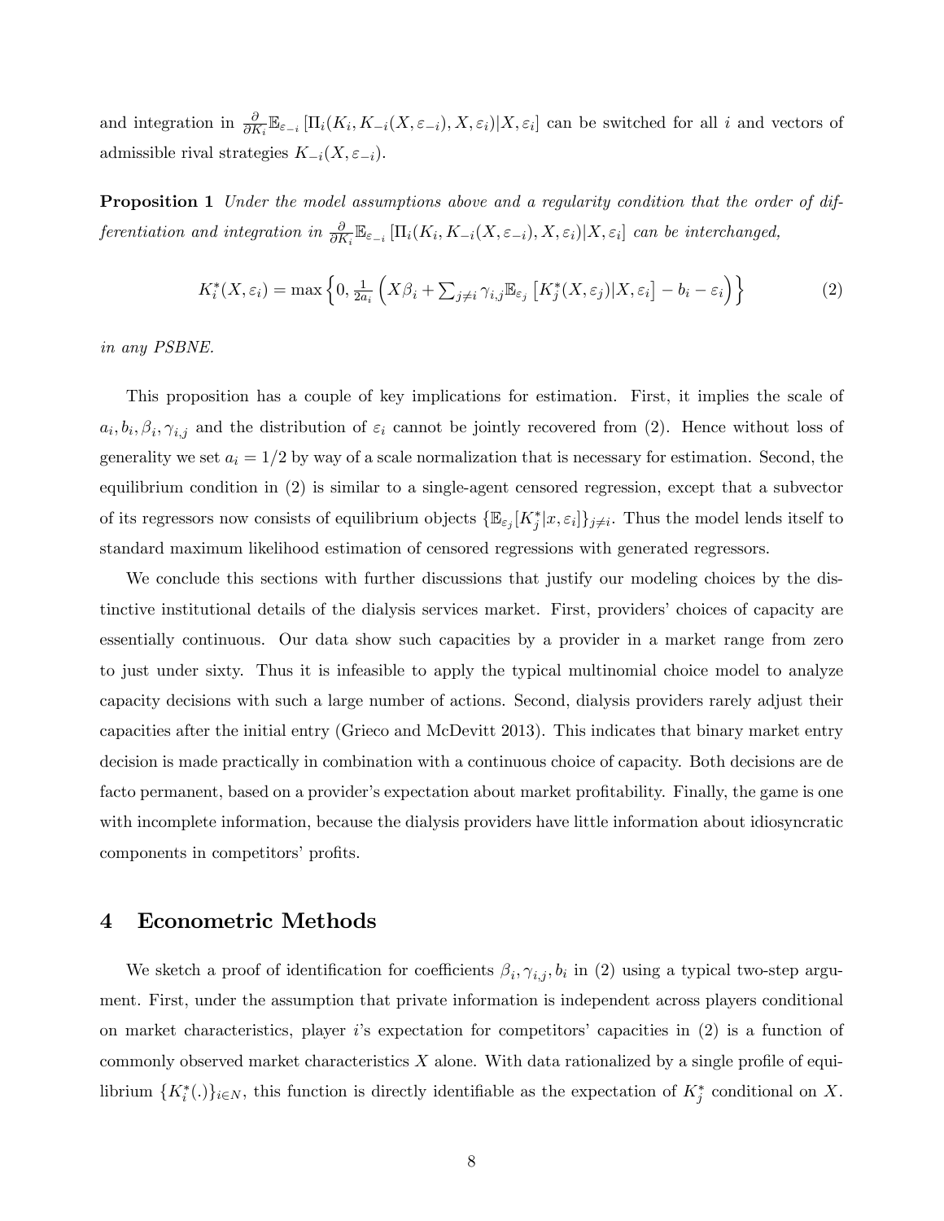and integration in $\frac{\partial}{\partial K_i}\mathbb{E}_{\varepsilon_{-i}}\left[\Pi_i(K_i, K_{-i}(X,\varepsilon_{-i}), X, \varepsilon_i)|X, \varepsilon_i\right]$ can be switched for all $i$ and vectors of admissible rival strategies $K_{-i}(X, \varepsilon_{-i})$.

**Proposition 1** *Under the model assumptions above and a regularity condition that the order of differentiation and integration in* $\frac{\partial}{\partial K_i}\mathbb{E}_{\varepsilon_{-i}}\left[\Pi_i(K_i, K_{-i}(X,\varepsilon_{-i}), X, \varepsilon_i)|X, \varepsilon_i\right]$ *can be interchanged,*

$$K_i^*(X, \varepsilon_i) = \max\left\{0, \tfrac{1}{2a_i}\left(X\beta_i + \textstyle\sum_{j\neq i}\gamma_{i,j}\mathbb{E}_{\varepsilon_j}\left[K_j^*(X,\varepsilon_j)|X,\varepsilon_i\right] - b_i - \varepsilon_i\right)\right\} \tag{2}$$

*in any PSBNE.*

This proposition has a couple of key implications for estimation. First, it implies the scale of $a_i, b_i, \beta_i, \gamma_{i,j}$ and the distribution of $\varepsilon_i$ cannot be jointly recovered from (2). Hence without loss of generality we set $a_i = 1/2$ by way of a scale normalization that is necessary for estimation. Second, the equilibrium condition in (2) is similar to a single-agent censored regression, except that a subvector of its regressors now consists of equilibrium objects $\{\mathbb{E}_{\varepsilon_j}[K_j^*|x, \varepsilon_i]\}_{j\neq i}$. Thus the model lends itself to standard maximum likelihood estimation of censored regressions with generated regressors.

We conclude this sections with further discussions that justify our modeling choices by the distinctive institutional details of the dialysis services market. First, providers' choices of capacity are essentially continuous. Our data show such capacities by a provider in a market range from zero to just under sixty. Thus it is infeasible to apply the typical multinomial choice model to analyze capacity decisions with such a large number of actions. Second, dialysis providers rarely adjust their capacities after the initial entry (Grieco and McDevitt 2013). This indicates that binary market entry decision is made practically in combination with a continuous choice of capacity. Both decisions are de facto permanent, based on a provider's expectation about market profitability. Finally, the game is one with incomplete information, because the dialysis providers have little information about idiosyncratic components in competitors' profits.

## 4 Econometric Methods

We sketch a proof of identification for coefficients $\beta_i, \gamma_{i,j}, b_i$ in (2) using a typical two-step argument. First, under the assumption that private information is independent across players conditional on market characteristics, player $i$'s expectation for competitors' capacities in (2) is a function of commonly observed market characteristics $X$ alone. With data rationalized by a single profile of equilibrium $\{K_i^*(.)\}_{i\in N}$, this function is directly identifiable as the expectation of $K_j^*$ conditional on $X$.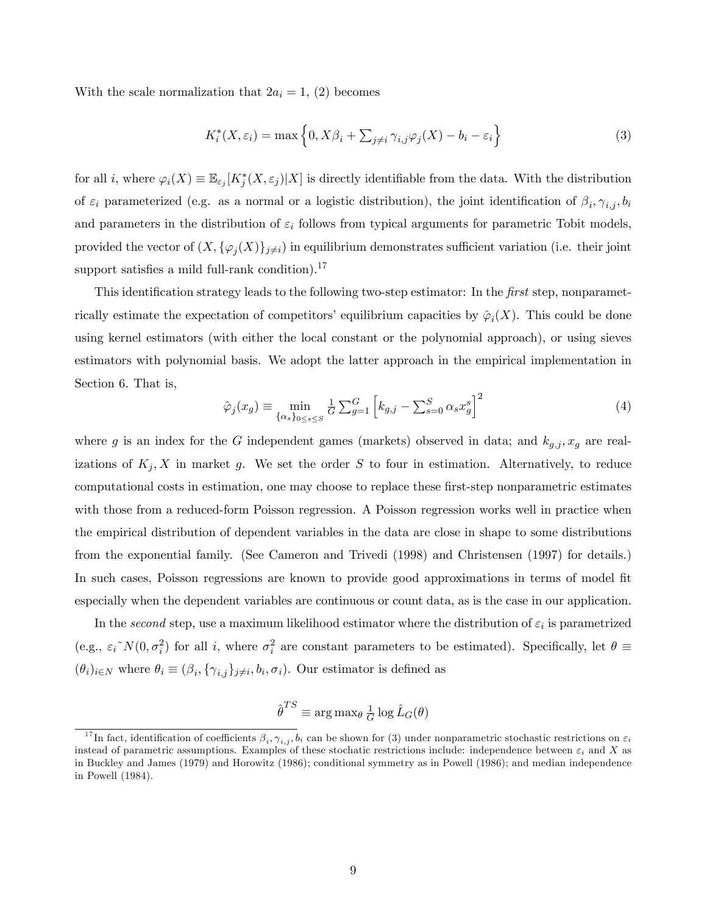With the scale normalization that $2a_i = 1$, (2) becomes

$$K_i^*(X, \varepsilon_i) = \max\left\{0, X\beta_i + \sum_{j \neq i} \gamma_{i,j}\varphi_j(X) - b_i - \varepsilon_i\right\} \tag{3}$$

for all $i$, where $\varphi_i(X) \equiv \mathbb{E}_{\varepsilon_j}[K_j^*(X, \varepsilon_j)|X]$ is directly identifiable from the data. With the distribution of $\varepsilon_i$ parameterized (e.g. as a normal or a logistic distribution), the joint identification of $\beta_i, \gamma_{i,j}, b_i$ and parameters in the distribution of $\varepsilon_i$ follows from typical arguments for parametric Tobit models, provided the vector of $(X, \{\varphi_j(X)\}_{j \neq i})$ in equilibrium demonstrates sufficient variation (i.e. their joint support satisfies a mild full-rank condition).[17]

This identification strategy leads to the following two-step estimator: In the *first* step, nonparametrically estimate the expectation of competitors' equilibrium capacities by $\hat{\varphi}_i(X)$. This could be done using kernel estimators (with either the local constant or the polynomial approach), or using sieves estimators with polynomial basis. We adopt the latter approach in the empirical implementation in Section 6. That is,

$$\hat{\varphi}_j(x_g) \equiv \min_{\{\alpha_s\}_{0 \leq s \leq S}} \frac{1}{G} \sum_{g=1}^{G} \left[k_{g,j} - \sum_{s=0}^{S} \alpha_s x_g^s\right]^2 \tag{4}$$

where $g$ is an index for the $G$ independent games (markets) observed in data; and $k_{g,j}, x_g$ are realizations of $K_j, X$ in market $g$. We set the order $S$ to four in estimation. Alternatively, to reduce computational costs in estimation, one may choose to replace these first-step nonparametric estimates with those from a reduced-form Poisson regression. A Poisson regression works well in practice when the empirical distribution of dependent variables in the data are close in shape to some distributions from the exponential family. (See Cameron and Trivedi (1998) and Christensen (1997) for details.) In such cases, Poisson regressions are known to provide good approximations in terms of model fit especially when the dependent variables are continuous or count data, as is the case in our application.

In the *second* step, use a maximum likelihood estimator where the distribution of $\varepsilon_i$ is parametrized (e.g., $\varepsilon_i \sim N(0, \sigma_i^2)$ for all $i$, where $\sigma_i^2$ are constant parameters to be estimated). Specifically, let $\theta \equiv (\theta_i)_{i \in N}$ where $\theta_i \equiv (\beta_i, \{\gamma_{i,j}\}_{j \neq i}, b_i, \sigma_i)$. Our estimator is defined as

$$\hat{\theta}^{TS} \equiv \arg\max_\theta \frac{1}{G} \log \hat{L}_G(\theta)$$

[17] In fact, identification of coefficients $\beta_i, \gamma_{i,j}, b_i$ can be shown for (3) under nonparametric stochastic restrictions on $\varepsilon_i$ instead of parametric assumptions. Examples of these stochastic restrictions include: independence between $\varepsilon_i$ and $X$ as in Buckley and James (1979) and Horowitz (1986); conditional symmetry as in Powell (1986); and median independence in Powell (1984).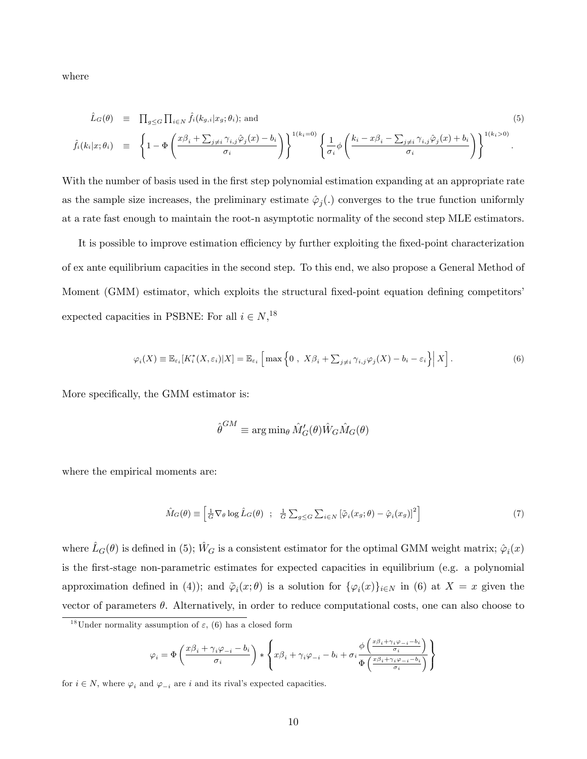where

$$
\begin{aligned}
\hat{L}_G(\theta) &\equiv \prod_{g \le G} \prod_{i \in N} \hat{f}_i(k_{g,i}|x_g;\theta_i); \text{ and} \\
\hat{f}_i(k_i|x;\theta_i) &\equiv \left\{1 - \Phi\left(\frac{x\beta_i + \sum_{j \ne i} \gamma_{i,j}\hat{\varphi}_j(x) - b_i}{\sigma_i}\right)\right\}^{1(k_i=0)} \left\{\frac{1}{\sigma_i}\phi\left(\frac{k_i - x\beta_i - \sum_{j\ne i}\gamma_{i,j}\hat{\varphi}_j(x) + b_i}{\sigma_i}\right)\right\}^{1(k_i>0)}.
\end{aligned} \tag{5}
$$

With the number of basis used in the first step polynomial estimation expanding at an appropriate rate as the sample size increases, the preliminary estimate $\hat{\varphi}_j(.)$ converges to the true function uniformly at a rate fast enough to maintain the root-n asymptotic normality of the second step MLE estimators.

It is possible to improve estimation efficiency by further exploiting the fixed-point characterization of ex ante equilibrium capacities in the second step. To this end, we also propose a General Method of Moment (GMM) estimator, which exploits the structural fixed-point equation defining competitors' expected capacities in PSBNE: For all $i \in N$,[18]

$$
\varphi_i(X) \equiv \mathbb{E}_{\varepsilon_i}[K_i^*(X,\varepsilon_i)|X] = \mathbb{E}_{\varepsilon_i}\left[\max\left\{0\ ,\ X\beta_i + \textstyle\sum_{j\ne i}\gamma_{i,j}\varphi_j(X) - b_i - \varepsilon_i\right\}\Big|\ X\right]. \tag{6}
$$

More specifically, the GMM estimator is:

$$
\hat{\theta}^{GM} \equiv \arg\min_\theta \hat{M}_G'(\theta)\hat{W}_G\hat{M}_G(\theta)
$$

where the empirical moments are:

$$
\hat{M}_G(\theta) \equiv \left[\tfrac{1}{G}\nabla_\theta \log \hat{L}_G(\theta)\ \ ;\ \ \tfrac{1}{G}\textstyle\sum_{g\le G}\sum_{i\in N}\left[\tilde{\varphi}_i(x_g;\theta) - \hat{\varphi}_i(x_g)\right]^2\right] \tag{7}
$$

where $\hat{L}_G(\theta)$ is defined in (5); $\hat{W}_G$ is a consistent estimator for the optimal GMM weight matrix; $\hat{\varphi}_i(x)$ is the first-stage non-parametric estimates for expected capacities in equilibrium (e.g. a polynomial approximation defined in (4)); and $\tilde{\varphi}_i(x;\theta)$ is a solution for $\{\varphi_i(x)\}_{i\in N}$ in (6) at $X = x$ given the vector of parameters $\theta$. Alternatively, in order to reduce computational costs, one can also choose to

[18] Under normality assumption of $\varepsilon$, (6) has a closed form

$$
\varphi_i = \Phi\left(\frac{x\beta_i + \gamma_i\varphi_{-i} - b_i}{\sigma_i}\right) * \left\{x\beta_i + \gamma_i\varphi_{-i} - b_i + \sigma_i\frac{\phi\left(\frac{x\beta_i+\gamma_i\varphi_{-i}-b_i}{\sigma_i}\right)}{\Phi\left(\frac{x\beta_i+\gamma_i\varphi_{-i}-b_i}{\sigma_i}\right)}\right\}
$$

for $i \in N$, where $\varphi_i$ and $\varphi_{-i}$ are $i$ and its rival's expected capacities.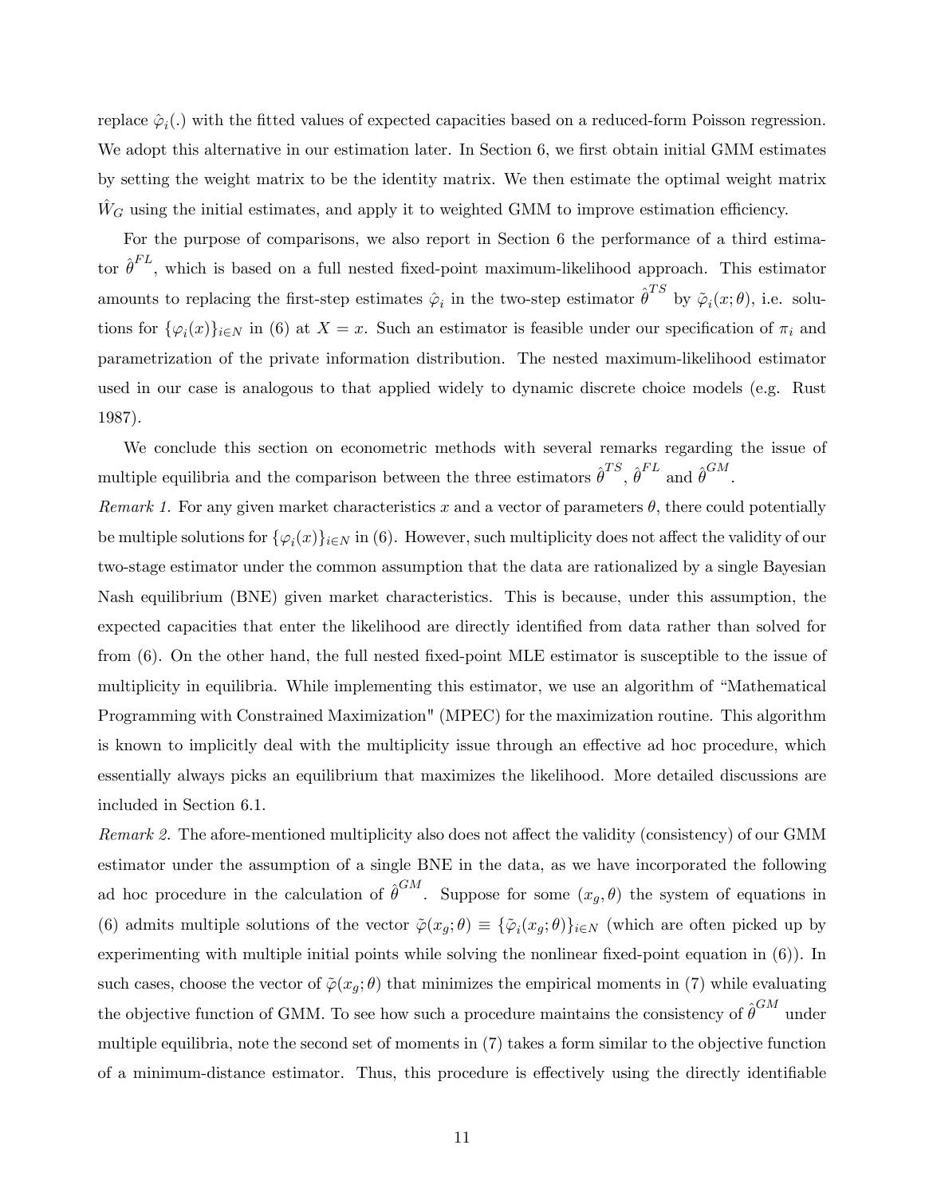replace $\hat{\varphi}_i(.)$ with the fitted values of expected capacities based on a reduced-form Poisson regression. We adopt this alternative in our estimation later. In Section 6, we first obtain initial GMM estimates by setting the weight matrix to be the identity matrix. We then estimate the optimal weight matrix $\hat{W}_G$ using the initial estimates, and apply it to weighted GMM to improve estimation efficiency.

For the purpose of comparisons, we also report in Section 6 the performance of a third estimator $\hat{\theta}^{FL}$, which is based on a full nested fixed-point maximum-likelihood approach. This estimator amounts to replacing the first-step estimates $\hat{\varphi}_i$ in the two-step estimator $\hat{\theta}^{TS}$ by $\tilde{\varphi}_i(x;\theta)$, i.e. solutions for $\{\varphi_i(x)\}_{i\in N}$ in (6) at $X = x$. Such an estimator is feasible under our specification of $\pi_i$ and parametrization of the private information distribution. The nested maximum-likelihood estimator used in our case is analogous to that applied widely to dynamic discrete choice models (e.g. Rust 1987).

We conclude this section on econometric methods with several remarks regarding the issue of multiple equilibria and the comparison between the three estimators $\hat{\theta}^{TS}$, $\hat{\theta}^{FL}$ and $\hat{\theta}^{GM}$.

*Remark 1.* For any given market characteristics $x$ and a vector of parameters $\theta$, there could potentially be multiple solutions for $\{\varphi_i(x)\}_{i\in N}$ in (6). However, such multiplicity does not affect the validity of our two-stage estimator under the common assumption that the data are rationalized by a single Bayesian Nash equilibrium (BNE) given market characteristics. This is because, under this assumption, the expected capacities that enter the likelihood are directly identified from data rather than solved for from (6). On the other hand, the full nested fixed-point MLE estimator is susceptible to the issue of multiplicity in equilibria. While implementing this estimator, we use an algorithm of "Mathematical Programming with Constrained Maximization" (MPEC) for the maximization routine. This algorithm is known to implicitly deal with the multiplicity issue through an effective ad hoc procedure, which essentially always picks an equilibrium that maximizes the likelihood. More detailed discussions are included in Section 6.1.

*Remark 2.* The afore-mentioned multiplicity also does not affect the validity (consistency) of our GMM estimator under the assumption of a single BNE in the data, as we have incorporated the following ad hoc procedure in the calculation of $\hat{\theta}^{GM}$. Suppose for some $(x_g, \theta)$ the system of equations in (6) admits multiple solutions of the vector $\tilde{\varphi}(x_g;\theta) \equiv \{\tilde{\varphi}_i(x_g;\theta)\}_{i\in N}$ (which are often picked up by experimenting with multiple initial points while solving the nonlinear fixed-point equation in (6)). In such cases, choose the vector of $\tilde{\varphi}(x_g;\theta)$ that minimizes the empirical moments in (7) while evaluating the objective function of GMM. To see how such a procedure maintains the consistency of $\hat{\theta}^{GM}$ under multiple equilibria, note the second set of moments in (7) takes a form similar to the objective function of a minimum-distance estimator. Thus, this procedure is effectively using the directly identifiable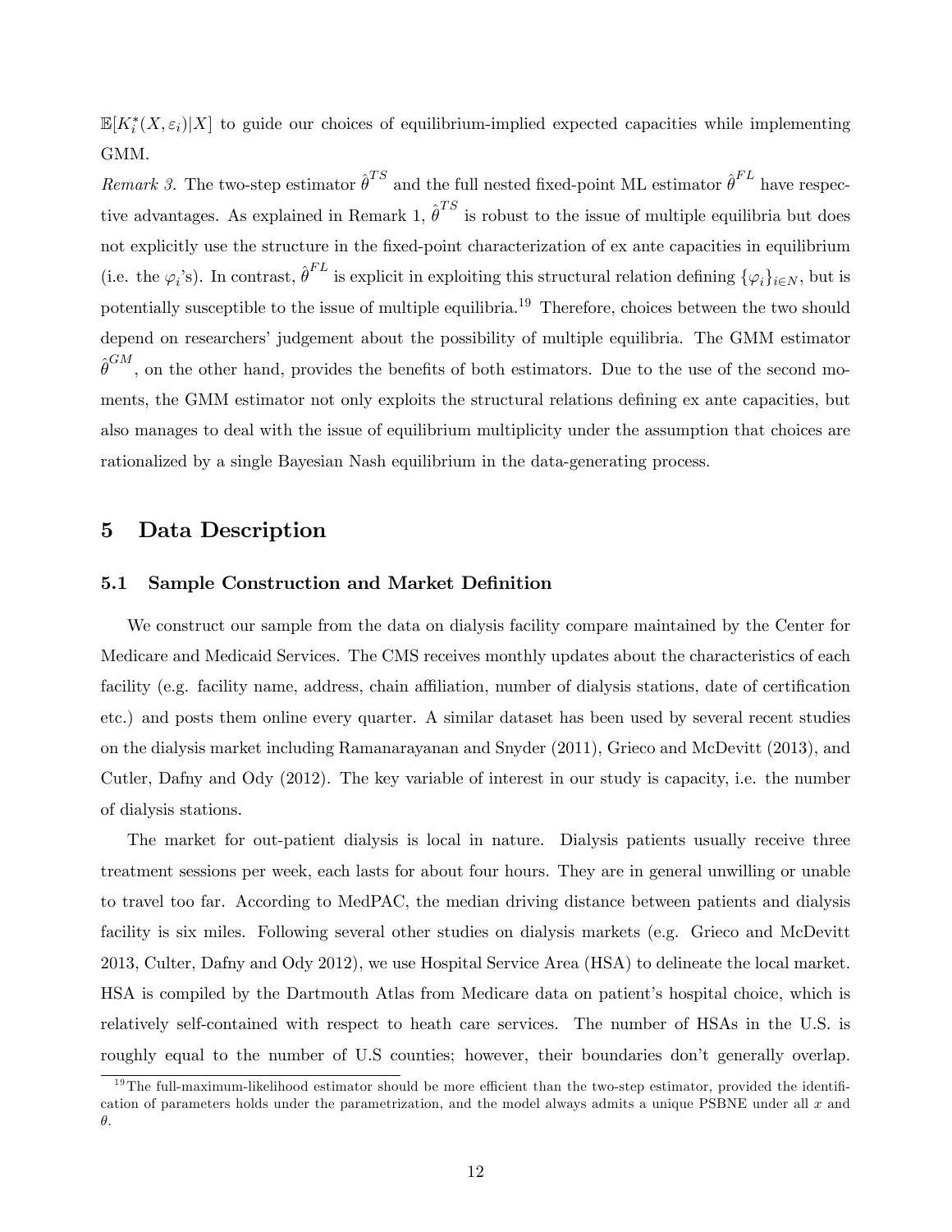$\mathbb{E}[K_i^*(X, \varepsilon_i)|X]$ to guide our choices of equilibrium-implied expected capacities while implementing GMM.

*Remark 3.* The two-step estimator $\hat{\theta}^{TS}$ and the full nested fixed-point ML estimator $\hat{\theta}^{FL}$ have respective advantages. As explained in Remark 1, $\hat{\theta}^{TS}$ is robust to the issue of multiple equilibria but does not explicitly use the structure in the fixed-point characterization of ex ante capacities in equilibrium (i.e. the $\varphi_i$'s). In contrast, $\hat{\theta}^{FL}$ is explicit in exploiting this structural relation defining $\{\varphi_i\}_{i \in N}$, but is potentially susceptible to the issue of multiple equilibria.[19] Therefore, choices between the two should depend on researchers' judgement about the possibility of multiple equilibria. The GMM estimator $\hat{\theta}^{GM}$, on the other hand, provides the benefits of both estimators. Due to the use of the second moments, the GMM estimator not only exploits the structural relations defining ex ante capacities, but also manages to deal with the issue of equilibrium multiplicity under the assumption that choices are rationalized by a single Bayesian Nash equilibrium in the data-generating process.

# 5 Data Description

## 5.1 Sample Construction and Market Definition

We construct our sample from the data on dialysis facility compare maintained by the Center for Medicare and Medicaid Services. The CMS receives monthly updates about the characteristics of each facility (e.g. facility name, address, chain affiliation, number of dialysis stations, date of certification etc.) and posts them online every quarter. A similar dataset has been used by several recent studies on the dialysis market including Ramanarayanan and Snyder (2011), Grieco and McDevitt (2013), and Cutler, Dafny and Ody (2012). The key variable of interest in our study is capacity, i.e. the number of dialysis stations.

The market for out-patient dialysis is local in nature. Dialysis patients usually receive three treatment sessions per week, each lasts for about four hours. They are in general unwilling or unable to travel too far. According to MedPAC, the median driving distance between patients and dialysis facility is six miles. Following several other studies on dialysis markets (e.g. Grieco and McDevitt 2013, Culter, Dafny and Ody 2012), we use Hospital Service Area (HSA) to delineate the local market. HSA is compiled by the Dartmouth Atlas from Medicare data on patient's hospital choice, which is relatively self-contained with respect to heath care services. The number of HSAs in the U.S. is roughly equal to the number of U.S counties; however, their boundaries don't generally overlap.

[19] The full-maximum-likelihood estimator should be more efficient than the two-step estimator, provided the identification of parameters holds under the parametrization, and the model always admits a unique PSBNE under all $x$ and $\theta$.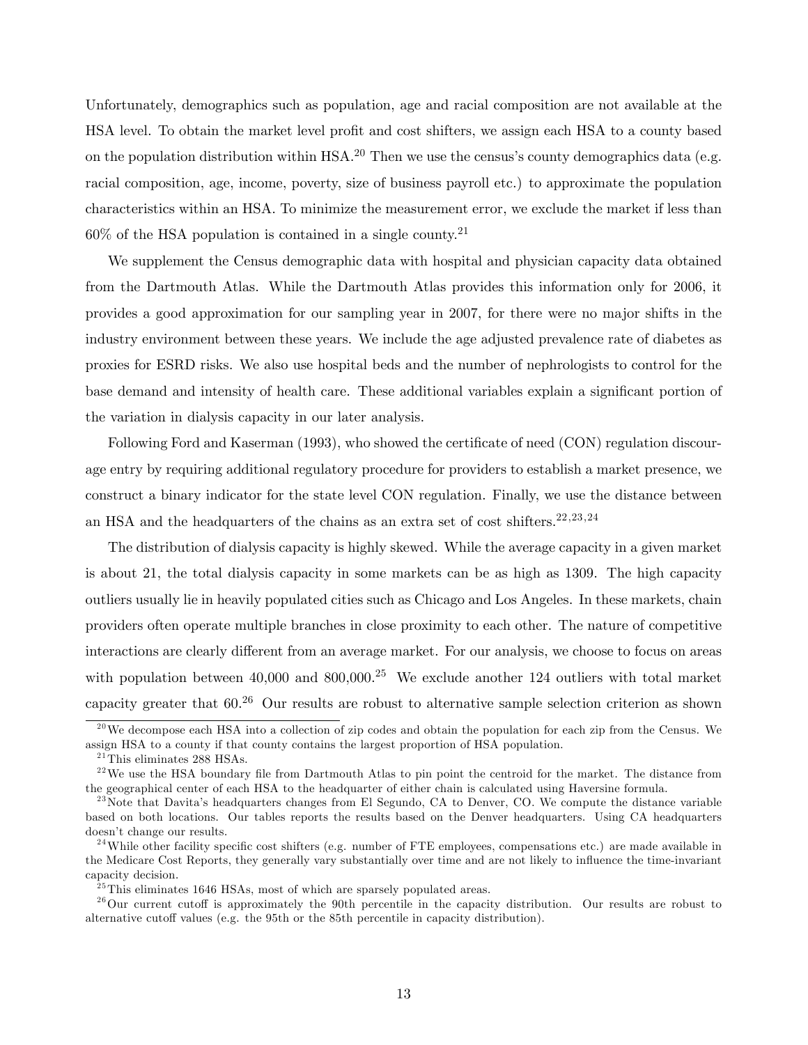Unfortunately, demographics such as population, age and racial composition are not available at the HSA level. To obtain the market level profit and cost shifters, we assign each HSA to a county based on the population distribution within HSA.[20] Then we use the census's county demographics data (e.g. racial composition, age, income, poverty, size of business payroll etc.) to approximate the population characteristics within an HSA. To minimize the measurement error, we exclude the market if less than 60% of the HSA population is contained in a single county.[21]

We supplement the Census demographic data with hospital and physician capacity data obtained from the Dartmouth Atlas. While the Dartmouth Atlas provides this information only for 2006, it provides a good approximation for our sampling year in 2007, for there were no major shifts in the industry environment between these years. We include the age adjusted prevalence rate of diabetes as proxies for ESRD risks. We also use hospital beds and the number of nephrologists to control for the base demand and intensity of health care. These additional variables explain a significant portion of the variation in dialysis capacity in our later analysis.

Following Ford and Kaserman (1993), who showed the certificate of need (CON) regulation discourage entry by requiring additional regulatory procedure for providers to establish a market presence, we construct a binary indicator for the state level CON regulation. Finally, we use the distance between an HSA and the headquarters of the chains as an extra set of cost shifters.[22,23,24]

The distribution of dialysis capacity is highly skewed. While the average capacity in a given market is about 21, the total dialysis capacity in some markets can be as high as 1309. The high capacity outliers usually lie in heavily populated cities such as Chicago and Los Angeles. In these markets, chain providers often operate multiple branches in close proximity to each other. The nature of competitive interactions are clearly different from an average market. For our analysis, we choose to focus on areas with population between 40,000 and 800,000.[25] We exclude another 124 outliers with total market capacity greater that 60.[26] Our results are robust to alternative sample selection criterion as shown

[20] We decompose each HSA into a collection of zip codes and obtain the population for each zip from the Census. We assign HSA to a county if that county contains the largest proportion of HSA population.

[21] This eliminates 288 HSAs.

[22] We use the HSA boundary file from Dartmouth Atlas to pin point the centroid for the market. The distance from the geographical center of each HSA to the headquarter of either chain is calculated using Haversine formula.

[23] Note that Davita's headquarters changes from El Segundo, CA to Denver, CO. We compute the distance variable based on both locations. Our tables reports the results based on the Denver headquarters. Using CA headquarters doesn't change our results.

[24] While other facility specific cost shifters (e.g. number of FTE employees, compensations etc.) are made available in the Medicare Cost Reports, they generally vary substantially over time and are not likely to influence the time-invariant capacity decision.

[25] This eliminates 1646 HSAs, most of which are sparsely populated areas.

[26] Our current cutoff is approximately the 90th percentile in the capacity distribution. Our results are robust to alternative cutoff values (e.g. the 95th or the 85th percentile in capacity distribution).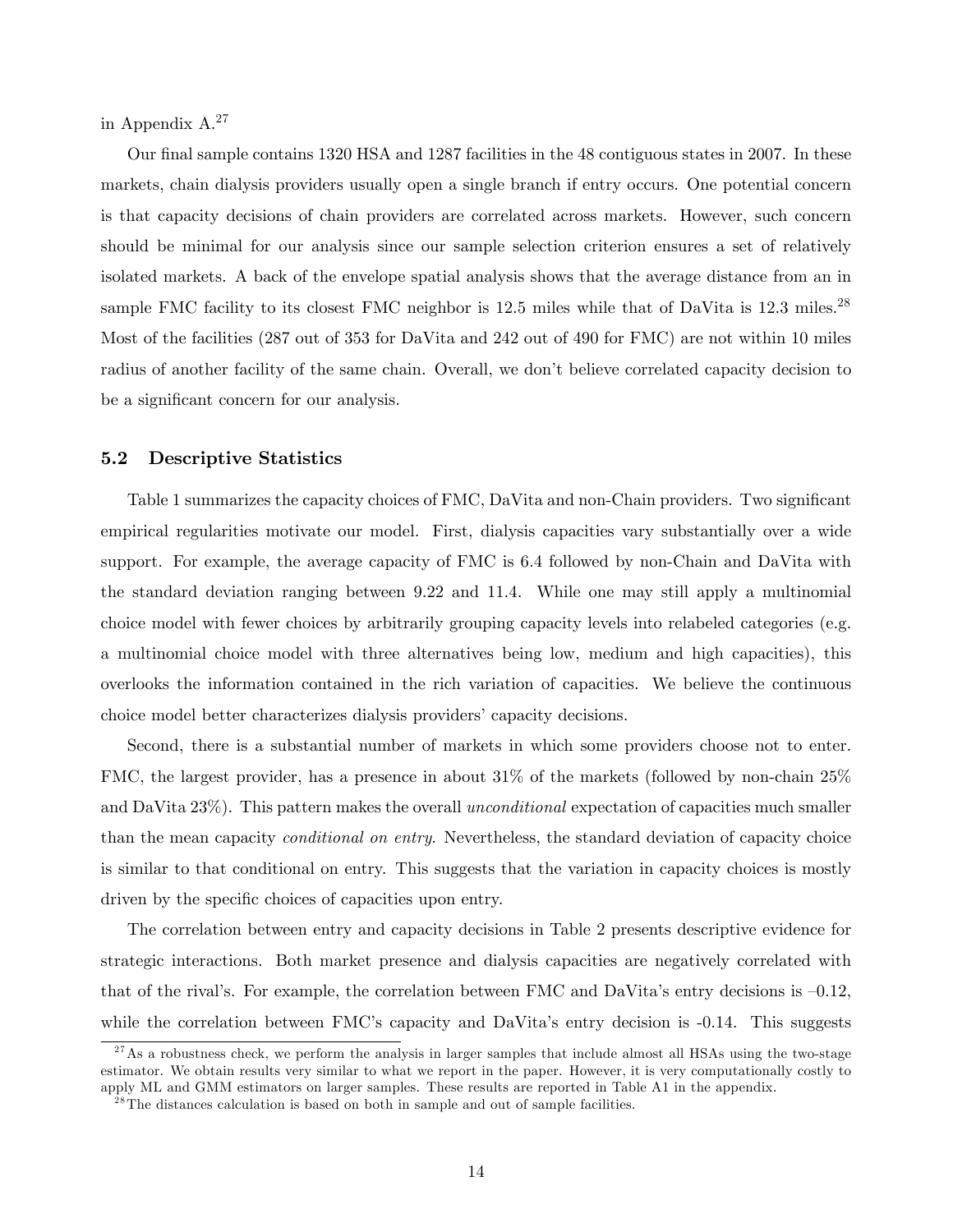in Appendix A.[27]

Our final sample contains 1320 HSA and 1287 facilities in the 48 contiguous states in 2007. In these markets, chain dialysis providers usually open a single branch if entry occurs. One potential concern is that capacity decisions of chain providers are correlated across markets. However, such concern should be minimal for our analysis since our sample selection criterion ensures a set of relatively isolated markets. A back of the envelope spatial analysis shows that the average distance from an in sample FMC facility to its closest FMC neighbor is 12.5 miles while that of DaVita is 12.3 miles.[28] Most of the facilities (287 out of 353 for DaVita and 242 out of 490 for FMC) are not within 10 miles radius of another facility of the same chain. Overall, we don't believe correlated capacity decision to be a significant concern for our analysis.

### 5.2 Descriptive Statistics

Table 1 summarizes the capacity choices of FMC, DaVita and non-Chain providers. Two significant empirical regularities motivate our model. First, dialysis capacities vary substantially over a wide support. For example, the average capacity of FMC is 6.4 followed by non-Chain and DaVita with the standard deviation ranging between 9.22 and 11.4. While one may still apply a multinomial choice model with fewer choices by arbitrarily grouping capacity levels into relabeled categories (e.g. a multinomial choice model with three alternatives being low, medium and high capacities), this overlooks the information contained in the rich variation of capacities. We believe the continuous choice model better characterizes dialysis providers' capacity decisions.

Second, there is a substantial number of markets in which some providers choose not to enter. FMC, the largest provider, has a presence in about 31% of the markets (followed by non-chain 25% and DaVita 23%). This pattern makes the overall *unconditional* expectation of capacities much smaller than the mean capacity *conditional on entry*. Nevertheless, the standard deviation of capacity choice is similar to that conditional on entry. This suggests that the variation in capacity choices is mostly driven by the specific choices of capacities upon entry.

The correlation between entry and capacity decisions in Table 2 presents descriptive evidence for strategic interactions. Both market presence and dialysis capacities are negatively correlated with that of the rival's. For example, the correlation between FMC and DaVita's entry decisions is –0.12, while the correlation between FMC's capacity and DaVita's entry decision is -0.14. This suggests

[27] As a robustness check, we perform the analysis in larger samples that include almost all HSAs using the two-stage estimator. We obtain results very similar to what we report in the paper. However, it is very computationally costly to apply ML and GMM estimators on larger samples. These results are reported in Table A1 in the appendix.

[28] The distances calculation is based on both in sample and out of sample facilities.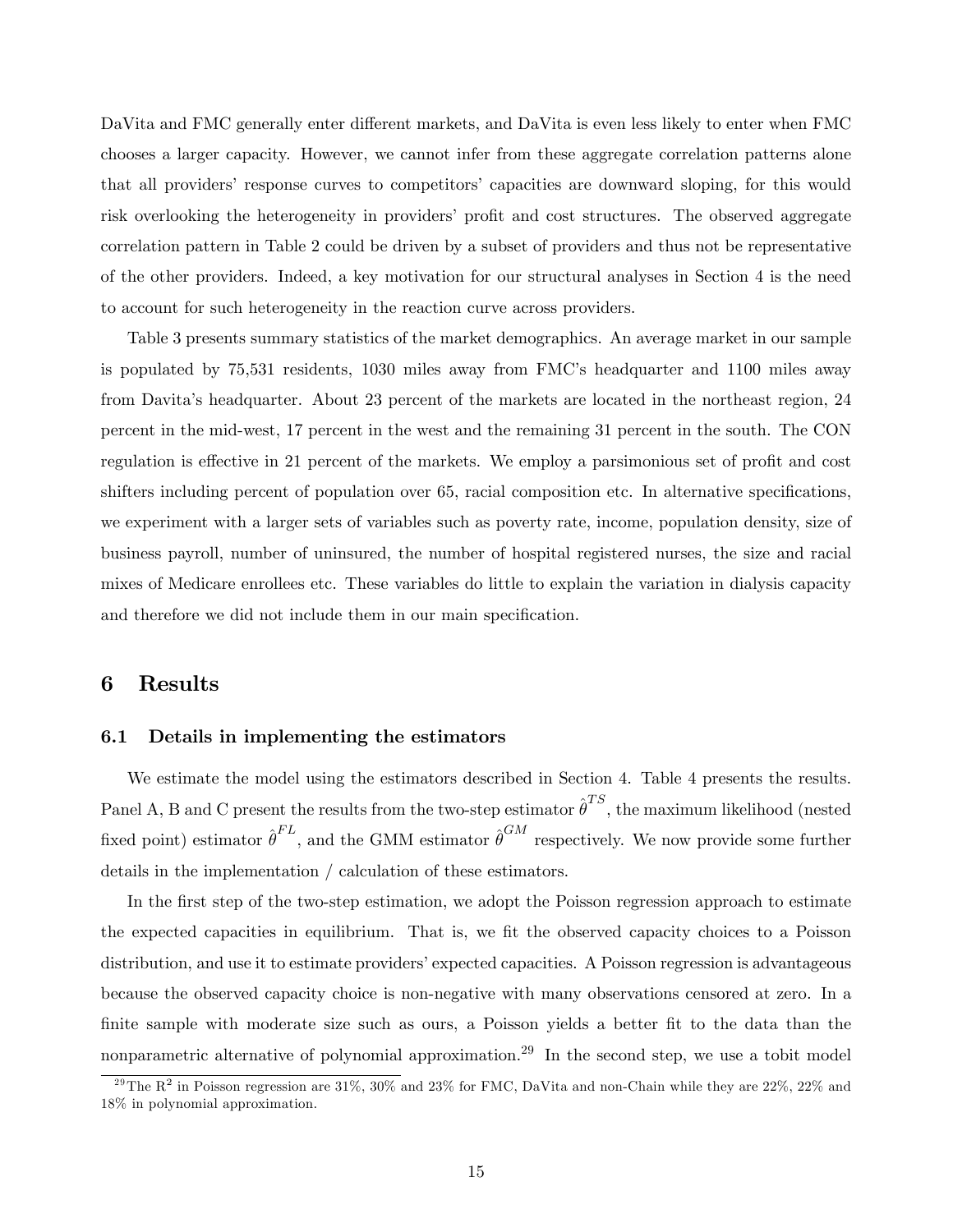DaVita and FMC generally enter different markets, and DaVita is even less likely to enter when FMC chooses a larger capacity. However, we cannot infer from these aggregate correlation patterns alone that all providers' response curves to competitors' capacities are downward sloping, for this would risk overlooking the heterogeneity in providers' profit and cost structures. The observed aggregate correlation pattern in Table 2 could be driven by a subset of providers and thus not be representative of the other providers. Indeed, a key motivation for our structural analyses in Section 4 is the need to account for such heterogeneity in the reaction curve across providers.

Table 3 presents summary statistics of the market demographics. An average market in our sample is populated by 75,531 residents, 1030 miles away from FMC's headquarter and 1100 miles away from Davita's headquarter. About 23 percent of the markets are located in the northeast region, 24 percent in the mid-west, 17 percent in the west and the remaining 31 percent in the south. The CON regulation is effective in 21 percent of the markets. We employ a parsimonious set of profit and cost shifters including percent of population over 65, racial composition etc. In alternative specifications, we experiment with a larger sets of variables such as poverty rate, income, population density, size of business payroll, number of uninsured, the number of hospital registered nurses, the size and racial mixes of Medicare enrollees etc. These variables do little to explain the variation in dialysis capacity and therefore we did not include them in our main specification.

# 6 Results

## 6.1 Details in implementing the estimators

We estimate the model using the estimators described in Section 4. Table 4 presents the results. Panel A, B and C present the results from the two-step estimator $\hat{\theta}^{TS}$, the maximum likelihood (nested fixed point) estimator $\hat{\theta}^{FL}$, and the GMM estimator $\hat{\theta}^{GM}$ respectively. We now provide some further details in the implementation / calculation of these estimators.

In the first step of the two-step estimation, we adopt the Poisson regression approach to estimate the expected capacities in equilibrium. That is, we fit the observed capacity choices to a Poisson distribution, and use it to estimate providers' expected capacities. A Poisson regression is advantageous because the observed capacity choice is non-negative with many observations censored at zero. In a finite sample with moderate size such as ours, a Poisson yields a better fit to the data than the nonparametric alternative of polynomial approximation.[29] In the second step, we use a tobit model

[29] The $R^2$ in Poisson regression are 31%, 30% and 23% for FMC, DaVita and non-Chain while they are 22%, 22% and 18% in polynomial approximation.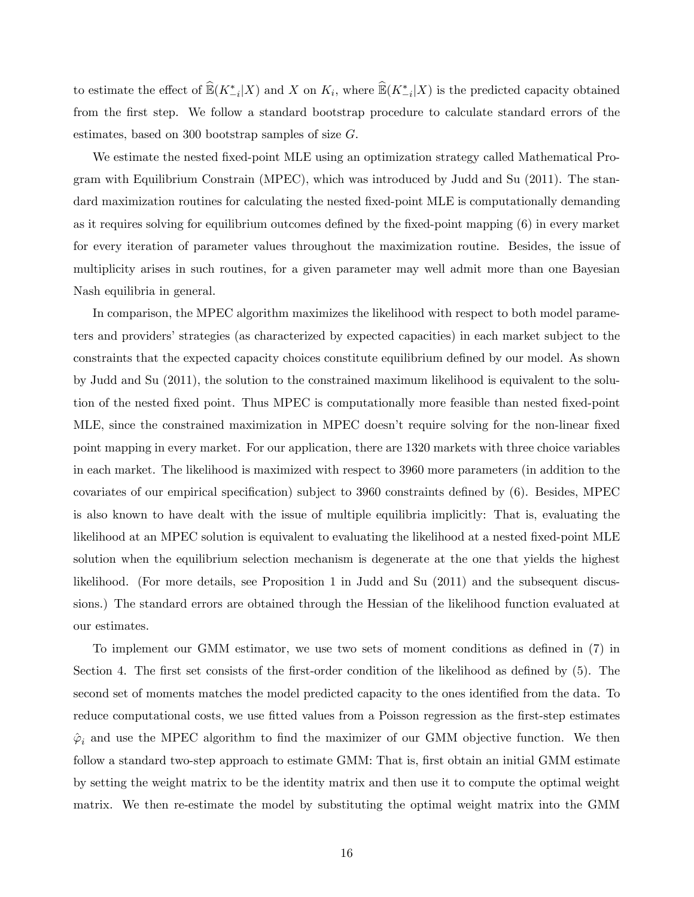to estimate the effect of $\widehat{\mathbb{E}}(K^*_{-i}|X)$ and $X$ on $K_i$, where $\widehat{\mathbb{E}}(K^*_{-i}|X)$ is the predicted capacity obtained from the first step. We follow a standard bootstrap procedure to calculate standard errors of the estimates, based on 300 bootstrap samples of size $G$.

We estimate the nested fixed-point MLE using an optimization strategy called Mathematical Program with Equilibrium Constrain (MPEC), which was introduced by Judd and Su (2011). The standard maximization routines for calculating the nested fixed-point MLE is computationally demanding as it requires solving for equilibrium outcomes defined by the fixed-point mapping (6) in every market for every iteration of parameter values throughout the maximization routine. Besides, the issue of multiplicity arises in such routines, for a given parameter may well admit more than one Bayesian Nash equilibria in general.

In comparison, the MPEC algorithm maximizes the likelihood with respect to both model parameters and providers' strategies (as characterized by expected capacities) in each market subject to the constraints that the expected capacity choices constitute equilibrium defined by our model. As shown by Judd and Su (2011), the solution to the constrained maximum likelihood is equivalent to the solution of the nested fixed point. Thus MPEC is computationally more feasible than nested fixed-point MLE, since the constrained maximization in MPEC doesn't require solving for the non-linear fixed point mapping in every market. For our application, there are 1320 markets with three choice variables in each market. The likelihood is maximized with respect to 3960 more parameters (in addition to the covariates of our empirical specification) subject to 3960 constraints defined by (6). Besides, MPEC is also known to have dealt with the issue of multiple equilibria implicitly: That is, evaluating the likelihood at an MPEC solution is equivalent to evaluating the likelihood at a nested fixed-point MLE solution when the equilibrium selection mechanism is degenerate at the one that yields the highest likelihood. (For more details, see Proposition 1 in Judd and Su (2011) and the subsequent discussions.) The standard errors are obtained through the Hessian of the likelihood function evaluated at our estimates.

To implement our GMM estimator, we use two sets of moment conditions as defined in (7) in Section 4. The first set consists of the first-order condition of the likelihood as defined by (5). The second set of moments matches the model predicted capacity to the ones identified from the data. To reduce computational costs, we use fitted values from a Poisson regression as the first-step estimates $\hat{\varphi}_i$ and use the MPEC algorithm to find the maximizer of our GMM objective function. We then follow a standard two-step approach to estimate GMM: That is, first obtain an initial GMM estimate by setting the weight matrix to be the identity matrix and then use it to compute the optimal weight matrix. We then re-estimate the model by substituting the optimal weight matrix into the GMM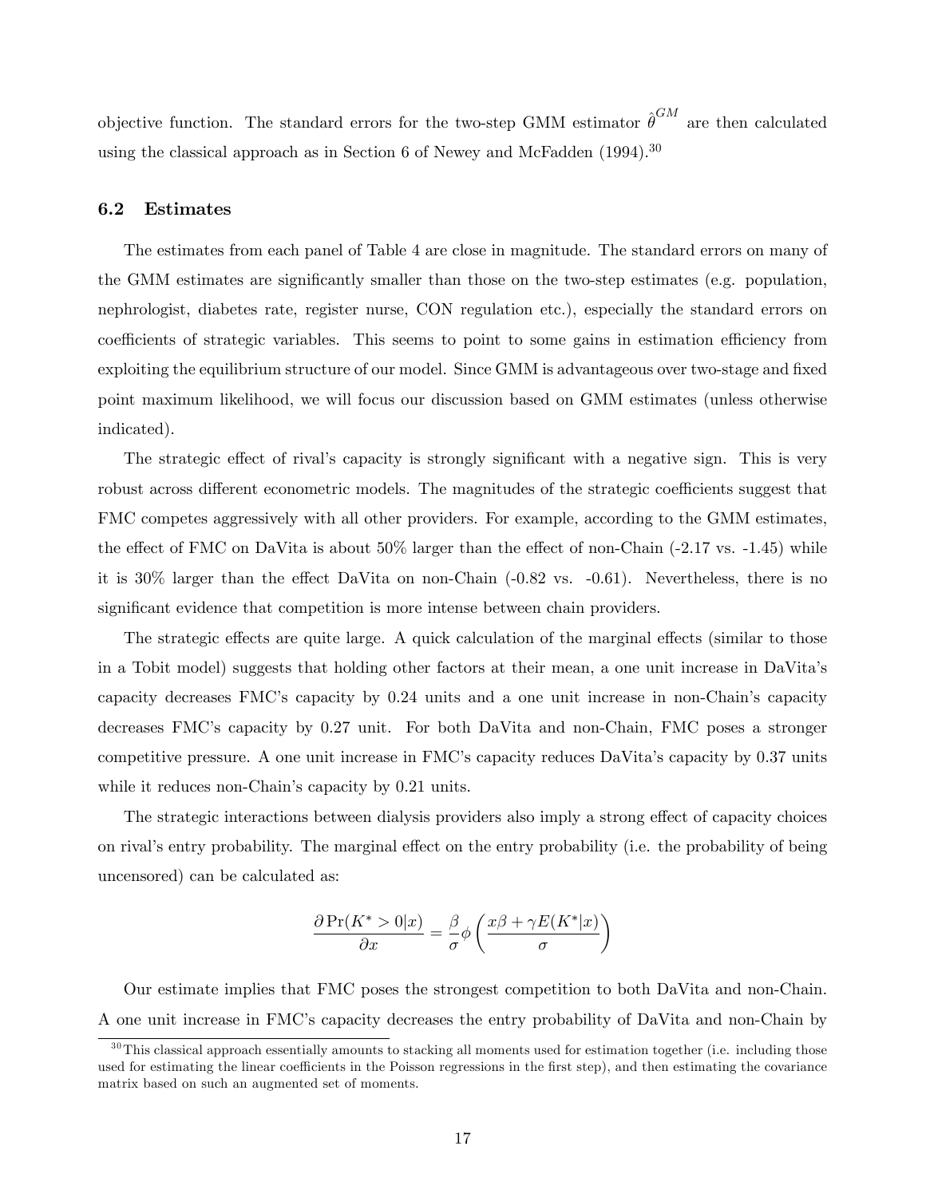objective function. The standard errors for the two-step GMM estimator $\hat{\theta}^{GM}$ are then calculated using the classical approach as in Section 6 of Newey and McFadden (1994).[30]

### 6.2 Estimates

The estimates from each panel of Table 4 are close in magnitude. The standard errors on many of the GMM estimates are significantly smaller than those on the two-step estimates (e.g. population, nephrologist, diabetes rate, register nurse, CON regulation etc.), especially the standard errors on coefficients of strategic variables. This seems to point to some gains in estimation efficiency from exploiting the equilibrium structure of our model. Since GMM is advantageous over two-stage and fixed point maximum likelihood, we will focus our discussion based on GMM estimates (unless otherwise indicated).

The strategic effect of rival's capacity is strongly significant with a negative sign. This is very robust across different econometric models. The magnitudes of the strategic coefficients suggest that FMC competes aggressively with all other providers. For example, according to the GMM estimates, the effect of FMC on DaVita is about 50% larger than the effect of non-Chain (-2.17 vs. -1.45) while it is 30% larger than the effect DaVita on non-Chain (-0.82 vs. -0.61). Nevertheless, there is no significant evidence that competition is more intense between chain providers.

The strategic effects are quite large. A quick calculation of the marginal effects (similar to those in a Tobit model) suggests that holding other factors at their mean, a one unit increase in DaVita's capacity decreases FMC's capacity by 0.24 units and a one unit increase in non-Chain's capacity decreases FMC's capacity by 0.27 unit. For both DaVita and non-Chain, FMC poses a stronger competitive pressure. A one unit increase in FMC's capacity reduces DaVita's capacity by 0.37 units while it reduces non-Chain's capacity by 0.21 units.

The strategic interactions between dialysis providers also imply a strong effect of capacity choices on rival's entry probability. The marginal effect on the entry probability (i.e. the probability of being uncensored) can be calculated as:

$$\frac{\partial \Pr(K^* > 0|x)}{\partial x} = \frac{\beta}{\sigma}\phi\left(\frac{x\beta + \gamma E(K^*|x)}{\sigma}\right)$$

Our estimate implies that FMC poses the strongest competition to both DaVita and non-Chain. A one unit increase in FMC's capacity decreases the entry probability of DaVita and non-Chain by

[30] This classical approach essentially amounts to stacking all moments used for estimation together (i.e. including those used for estimating the linear coefficients in the Poisson regressions in the first step), and then estimating the covariance matrix based on such an augmented set of moments.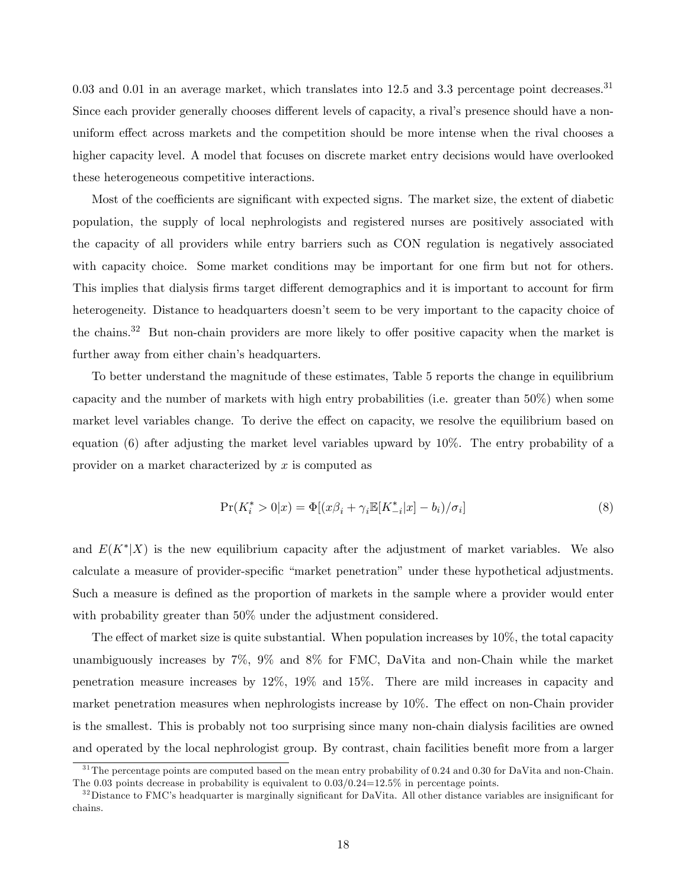0.03 and 0.01 in an average market, which translates into 12.5 and 3.3 percentage point decreases.[31] Since each provider generally chooses different levels of capacity, a rival's presence should have a non-uniform effect across markets and the competition should be more intense when the rival chooses a higher capacity level. A model that focuses on discrete market entry decisions would have overlooked these heterogeneous competitive interactions.

Most of the coefficients are significant with expected signs. The market size, the extent of diabetic population, the supply of local nephrologists and registered nurses are positively associated with the capacity of all providers while entry barriers such as CON regulation is negatively associated with capacity choice. Some market conditions may be important for one firm but not for others. This implies that dialysis firms target different demographics and it is important to account for firm heterogeneity. Distance to headquarters doesn't seem to be very important to the capacity choice of the chains.[32] But non-chain providers are more likely to offer positive capacity when the market is further away from either chain's headquarters.

To better understand the magnitude of these estimates, Table 5 reports the change in equilibrium capacity and the number of markets with high entry probabilities (i.e. greater than 50%) when some market level variables change. To derive the effect on capacity, we resolve the equilibrium based on equation (6) after adjusting the market level variables upward by 10%. The entry probability of a provider on a market characterized by $x$ is computed as

$$\Pr(K_i^* > 0|x) = \Phi[(x\beta_i + \gamma_i \mathbb{E}[K_{-i}^*|x] - b_i)/\sigma_i] \tag{8}$$

and $E(K^*|X)$ is the new equilibrium capacity after the adjustment of market variables. We also calculate a measure of provider-specific "market penetration" under these hypothetical adjustments. Such a measure is defined as the proportion of markets in the sample where a provider would enter with probability greater than 50% under the adjustment considered.

The effect of market size is quite substantial. When population increases by 10%, the total capacity unambiguously increases by 7%, 9% and 8% for FMC, DaVita and non-Chain while the market penetration measure increases by 12%, 19% and 15%. There are mild increases in capacity and market penetration measures when nephrologists increase by 10%. The effect on non-Chain provider is the smallest. This is probably not too surprising since many non-chain dialysis facilities are owned and operated by the local nephrologist group. By contrast, chain facilities benefit more from a larger

[31] The percentage points are computed based on the mean entry probability of 0.24 and 0.30 for DaVita and non-Chain. The 0.03 points decrease in probability is equivalent to 0.03/0.24=12.5% in percentage points.

[32] Distance to FMC's headquarter is marginally significant for DaVita. All other distance variables are insignificant for chains.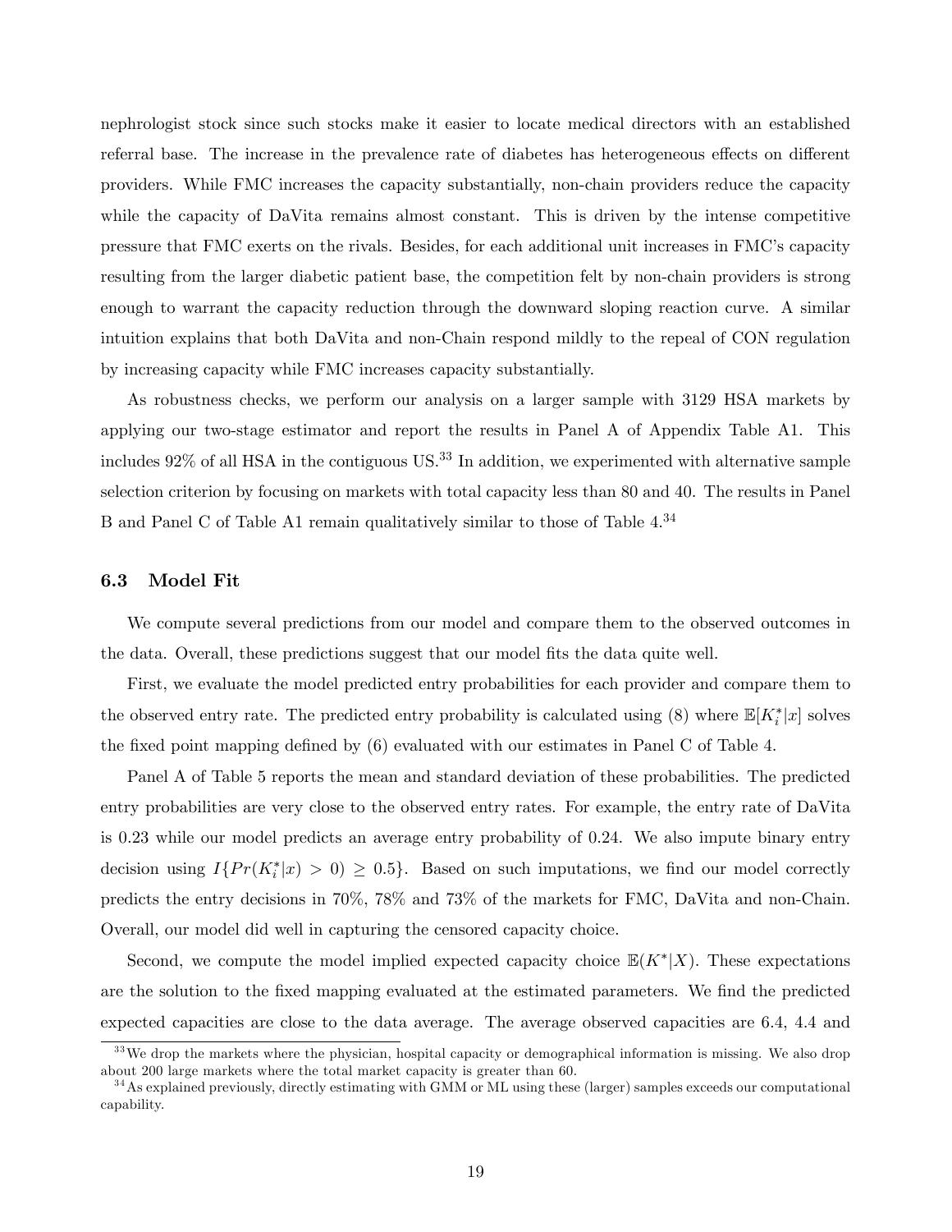nephrologist stock since such stocks make it easier to locate medical directors with an established referral base. The increase in the prevalence rate of diabetes has heterogeneous effects on different providers. While FMC increases the capacity substantially, non-chain providers reduce the capacity while the capacity of DaVita remains almost constant. This is driven by the intense competitive pressure that FMC exerts on the rivals. Besides, for each additional unit increases in FMC's capacity resulting from the larger diabetic patient base, the competition felt by non-chain providers is strong enough to warrant the capacity reduction through the downward sloping reaction curve. A similar intuition explains that both DaVita and non-Chain respond mildly to the repeal of CON regulation by increasing capacity while FMC increases capacity substantially.

As robustness checks, we perform our analysis on a larger sample with 3129 HSA markets by applying our two-stage estimator and report the results in Panel A of Appendix Table A1. This includes 92% of all HSA in the contiguous US.[33] In addition, we experimented with alternative sample selection criterion by focusing on markets with total capacity less than 80 and 40. The results in Panel B and Panel C of Table A1 remain qualitatively similar to those of Table 4.[34]

### 6.3 Model Fit

We compute several predictions from our model and compare them to the observed outcomes in the data. Overall, these predictions suggest that our model fits the data quite well.

First, we evaluate the model predicted entry probabilities for each provider and compare them to the observed entry rate. The predicted entry probability is calculated using (8) where $\mathbb{E}[K_i^*|x]$ solves the fixed point mapping defined by (6) evaluated with our estimates in Panel C of Table 4.

Panel A of Table 5 reports the mean and standard deviation of these probabilities. The predicted entry probabilities are very close to the observed entry rates. For example, the entry rate of DaVita is 0.23 while our model predicts an average entry probability of 0.24. We also impute binary entry decision using $I\{Pr(K_i^*|x) > 0) \geq 0.5\}$. Based on such imputations, we find our model correctly predicts the entry decisions in 70%, 78% and 73% of the markets for FMC, DaVita and non-Chain. Overall, our model did well in capturing the censored capacity choice.

Second, we compute the model implied expected capacity choice $\mathbb{E}(K^*|X)$. These expectations are the solution to the fixed mapping evaluated at the estimated parameters. We find the predicted expected capacities are close to the data average. The average observed capacities are 6.4, 4.4 and

[33] We drop the markets where the physician, hospital capacity or demographical information is missing. We also drop about 200 large markets where the total market capacity is greater than 60.

[34] As explained previously, directly estimating with GMM or ML using these (larger) samples exceeds our computational capability.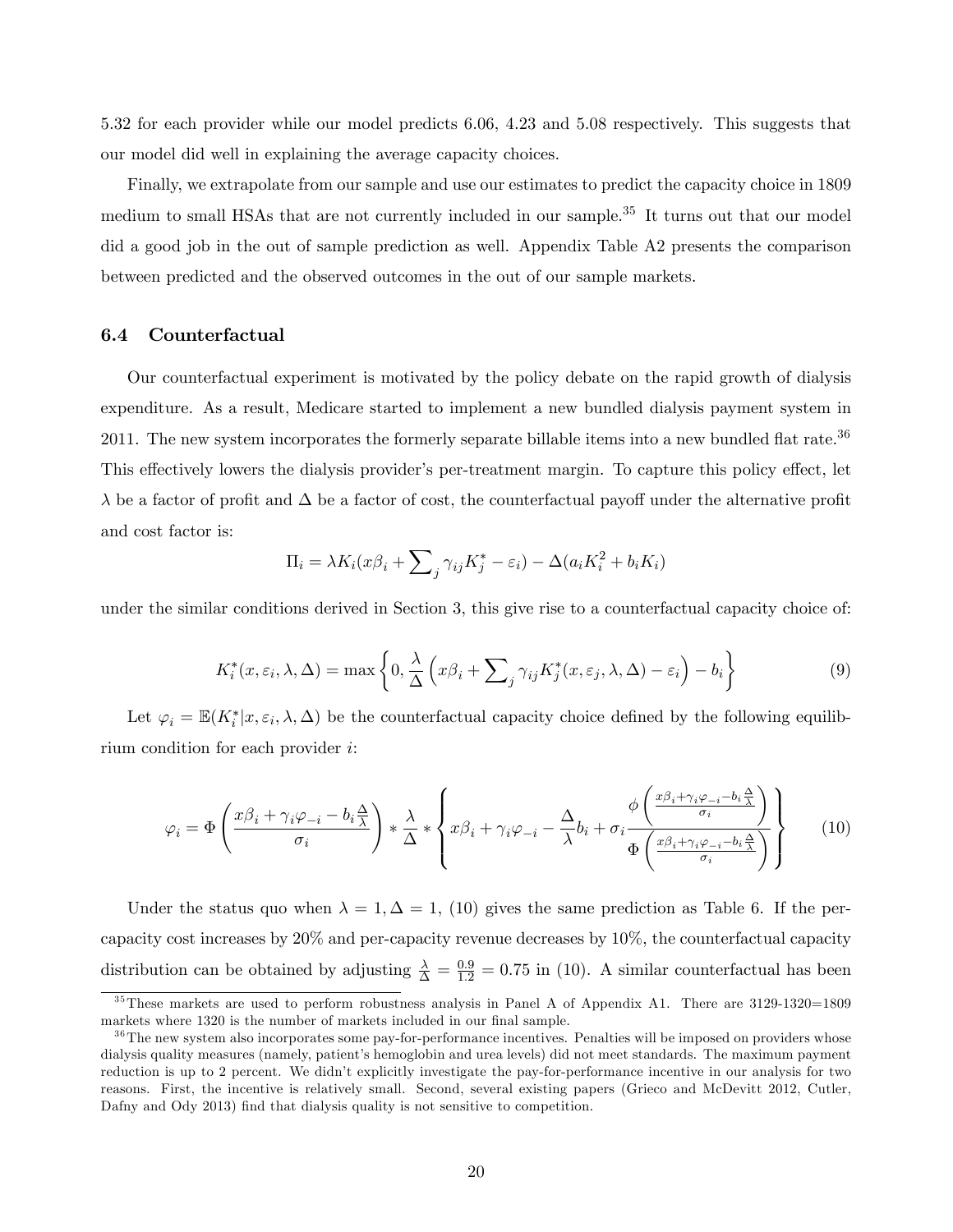5.32 for each provider while our model predicts 6.06, 4.23 and 5.08 respectively. This suggests that our model did well in explaining the average capacity choices.

Finally, we extrapolate from our sample and use our estimates to predict the capacity choice in 1809 medium to small HSAs that are not currently included in our sample.[35] It turns out that our model did a good job in the out of sample prediction as well. Appendix Table A2 presents the comparison between predicted and the observed outcomes in the out of our sample markets.

### 6.4 Counterfactual

Our counterfactual experiment is motivated by the policy debate on the rapid growth of dialysis expenditure. As a result, Medicare started to implement a new bundled dialysis payment system in 2011. The new system incorporates the formerly separate billable items into a new bundled flat rate.[36] This effectively lowers the dialysis provider's per-treatment margin. To capture this policy effect, let $\lambda$ be a factor of profit and $\Delta$ be a factor of cost, the counterfactual payoff under the alternative profit and cost factor is:

$$\Pi_i = \lambda K_i(x\beta_i + \sum\nolimits_j \gamma_{ij} K_j^* - \varepsilon_i) - \Delta(a_i K_i^2 + b_i K_i)$$

under the similar conditions derived in Section 3, this give rise to a counterfactual capacity choice of:

$$K_i^*(x, \varepsilon_i, \lambda, \Delta) = \max\left\{0, \frac{\lambda}{\Delta}\left(x\beta_i + \sum\nolimits_j \gamma_{ij} K_j^*(x, \varepsilon_j, \lambda, \Delta) - \varepsilon_i\right) - b_i\right\} \tag{9}$$

Let $\varphi_i = \mathbb{E}(K_i^* | x, \varepsilon_i, \lambda, \Delta)$ be the counterfactual capacity choice defined by the following equilibrium condition for each provider $i$:

$$\varphi_i = \Phi\left(\frac{x\beta_i + \gamma_i\varphi_{-i} - b_i\frac{\Delta}{\lambda}}{\sigma_i}\right) * \frac{\lambda}{\Delta} * \left\{x\beta_i + \gamma_i\varphi_{-i} - \frac{\Delta}{\lambda}b_i + \sigma_i \frac{\phi\left(\frac{x\beta_i + \gamma_i\varphi_{-i} - b_i\frac{\Delta}{\lambda}}{\sigma_i}\right)}{\Phi\left(\frac{x\beta_i + \gamma_i\varphi_{-i} - b_i\frac{\Delta}{\lambda}}{\sigma_i}\right)}\right\} \tag{10}$$

Under the status quo when $\lambda = 1, \Delta = 1$, (10) gives the same prediction as Table 6. If the per-capacity cost increases by 20% and per-capacity revenue decreases by 10%, the counterfactual capacity distribution can be obtained by adjusting $\frac{\lambda}{\Delta} = \frac{0.9}{1.2} = 0.75$ in (10). A similar counterfactual has been

[35] These markets are used to perform robustness analysis in Panel A of Appendix A1. There are 3129-1320=1809 markets where 1320 is the number of markets included in our final sample.

[36] The new system also incorporates some pay-for-performance incentives. Penalties will be imposed on providers whose dialysis quality measures (namely, patient's hemoglobin and urea levels) did not meet standards. The maximum payment reduction is up to 2 percent. We didn't explicitly investigate the pay-for-performance incentive in our analysis for two reasons. First, the incentive is relatively small. Second, several existing papers (Grieco and McDevitt 2012, Cutler, Dafny and Ody 2013) find that dialysis quality is not sensitive to competition.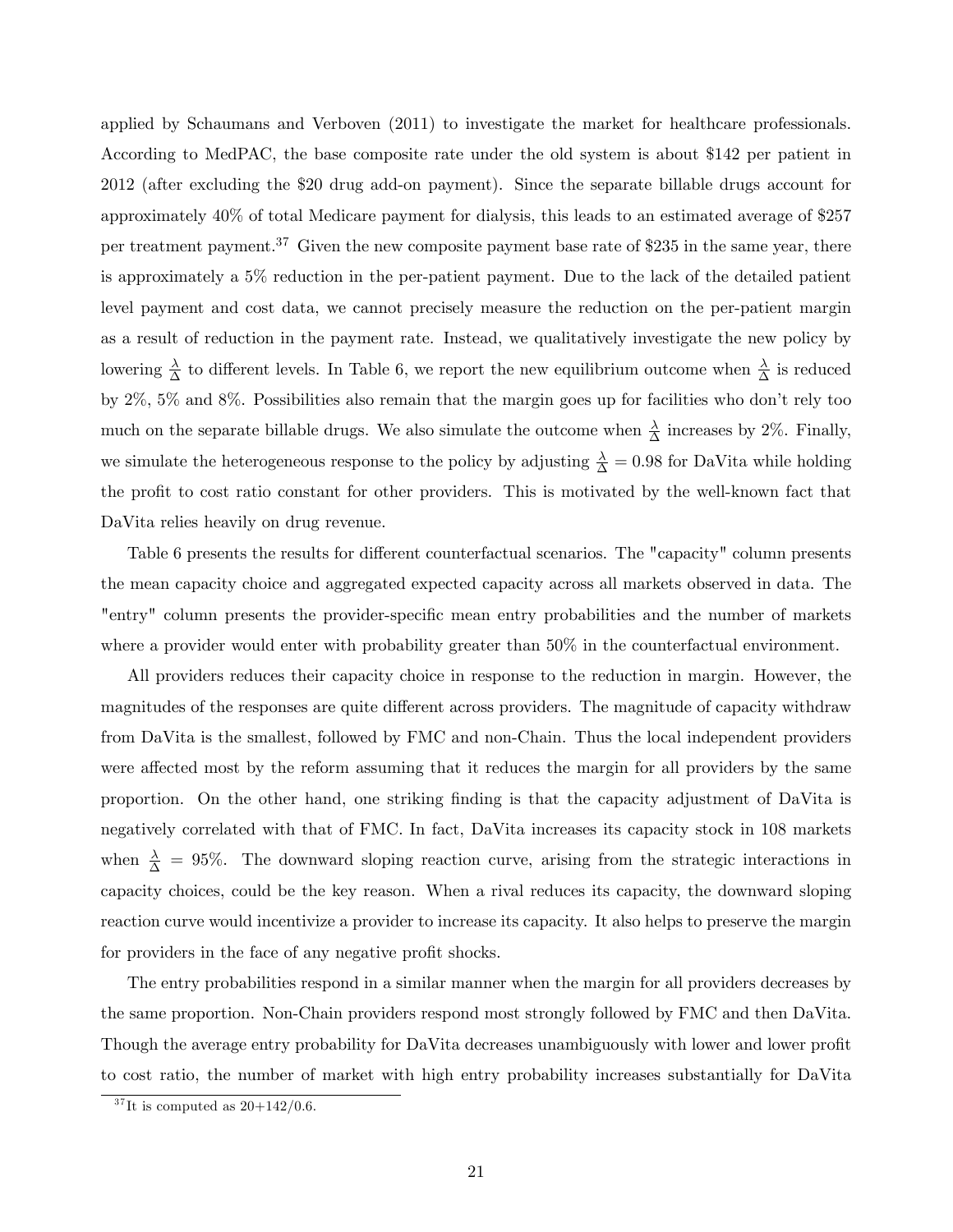applied by Schaumans and Verboven (2011) to investigate the market for healthcare professionals. According to MedPAC, the base composite rate under the old system is about \$142 per patient in 2012 (after excluding the \$20 drug add-on payment). Since the separate billable drugs account for approximately 40% of total Medicare payment for dialysis, this leads to an estimated average of \$257 per treatment payment.[37] Given the new composite payment base rate of \$235 in the same year, there is approximately a 5% reduction in the per-patient payment. Due to the lack of the detailed patient level payment and cost data, we cannot precisely measure the reduction on the per-patient margin as a result of reduction in the payment rate. Instead, we qualitatively investigate the new policy by lowering $\frac{\lambda}{\Delta}$ to different levels. In Table 6, we report the new equilibrium outcome when $\frac{\lambda}{\Delta}$ is reduced by 2%, 5% and 8%. Possibilities also remain that the margin goes up for facilities who don't rely too much on the separate billable drugs. We also simulate the outcome when $\frac{\lambda}{\Delta}$ increases by 2%. Finally, we simulate the heterogeneous response to the policy by adjusting $\frac{\lambda}{\Delta} = 0.98$ for DaVita while holding the profit to cost ratio constant for other providers. This is motivated by the well-known fact that DaVita relies heavily on drug revenue.

Table 6 presents the results for different counterfactual scenarios. The "capacity" column presents the mean capacity choice and aggregated expected capacity across all markets observed in data. The "entry" column presents the provider-specific mean entry probabilities and the number of markets where a provider would enter with probability greater than 50% in the counterfactual environment.

All providers reduces their capacity choice in response to the reduction in margin. However, the magnitudes of the responses are quite different across providers. The magnitude of capacity withdraw from DaVita is the smallest, followed by FMC and non-Chain. Thus the local independent providers were affected most by the reform assuming that it reduces the margin for all providers by the same proportion. On the other hand, one striking finding is that the capacity adjustment of DaVita is negatively correlated with that of FMC. In fact, DaVita increases its capacity stock in 108 markets when $\frac{\lambda}{\Delta} = 95\%$. The downward sloping reaction curve, arising from the strategic interactions in capacity choices, could be the key reason. When a rival reduces its capacity, the downward sloping reaction curve would incentivize a provider to increase its capacity. It also helps to preserve the margin for providers in the face of any negative profit shocks.

The entry probabilities respond in a similar manner when the margin for all providers decreases by the same proportion. Non-Chain providers respond most strongly followed by FMC and then DaVita. Though the average entry probability for DaVita decreases unambiguously with lower and lower profit to cost ratio, the number of market with high entry probability increases substantially for DaVita

[37] It is computed as $20+142/0.6$.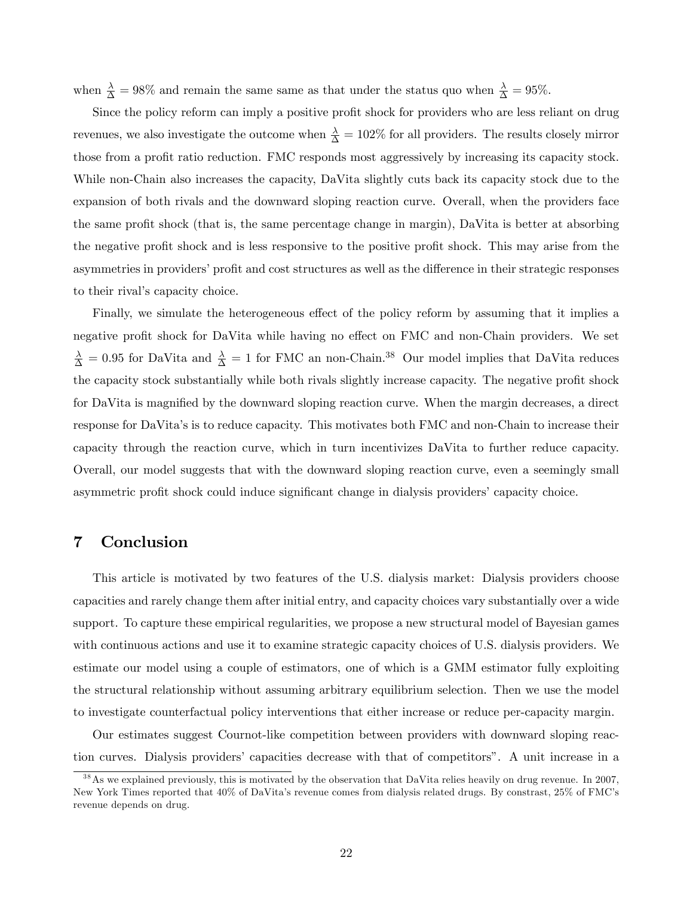when $\frac{\lambda}{\Delta} = 98\%$ and remain the same same as that under the status quo when $\frac{\lambda}{\Delta} = 95\%$.

Since the policy reform can imply a positive profit shock for providers who are less reliant on drug revenues, we also investigate the outcome when $\frac{\lambda}{\Delta} = 102\%$ for all providers. The results closely mirror those from a profit ratio reduction. FMC responds most aggressively by increasing its capacity stock. While non-Chain also increases the capacity, DaVita slightly cuts back its capacity stock due to the expansion of both rivals and the downward sloping reaction curve. Overall, when the providers face the same profit shock (that is, the same percentage change in margin), DaVita is better at absorbing the negative profit shock and is less responsive to the positive profit shock. This may arise from the asymmetries in providers' profit and cost structures as well as the difference in their strategic responses to their rival's capacity choice.

Finally, we simulate the heterogeneous effect of the policy reform by assuming that it implies a negative profit shock for DaVita while having no effect on FMC and non-Chain providers. We set $\frac{\lambda}{\Delta} = 0.95$ for DaVita and $\frac{\lambda}{\Delta} = 1$ for FMC an non-Chain.[38] Our model implies that DaVita reduces the capacity stock substantially while both rivals slightly increase capacity. The negative profit shock for DaVita is magnified by the downward sloping reaction curve. When the margin decreases, a direct response for DaVita's is to reduce capacity. This motivates both FMC and non-Chain to increase their capacity through the reaction curve, which in turn incentivizes DaVita to further reduce capacity. Overall, our model suggests that with the downward sloping reaction curve, even a seemingly small asymmetric profit shock could induce significant change in dialysis providers' capacity choice.

# 7 Conclusion

This article is motivated by two features of the U.S. dialysis market: Dialysis providers choose capacities and rarely change them after initial entry, and capacity choices vary substantially over a wide support. To capture these empirical regularities, we propose a new structural model of Bayesian games with continuous actions and use it to examine strategic capacity choices of U.S. dialysis providers. We estimate our model using a couple of estimators, one of which is a GMM estimator fully exploiting the structural relationship without assuming arbitrary equilibrium selection. Then we use the model to investigate counterfactual policy interventions that either increase or reduce per-capacity margin.

Our estimates suggest Cournot-like competition between providers with downward sloping reaction curves. Dialysis providers' capacities decrease with that of competitors". A unit increase in a

[38] As we explained previously, this is motivated by the observation that DaVita relies heavily on drug revenue. In 2007, New York Times reported that 40% of DaVita's revenue comes from dialysis related drugs. By constrast, 25% of FMC's revenue depends on drug.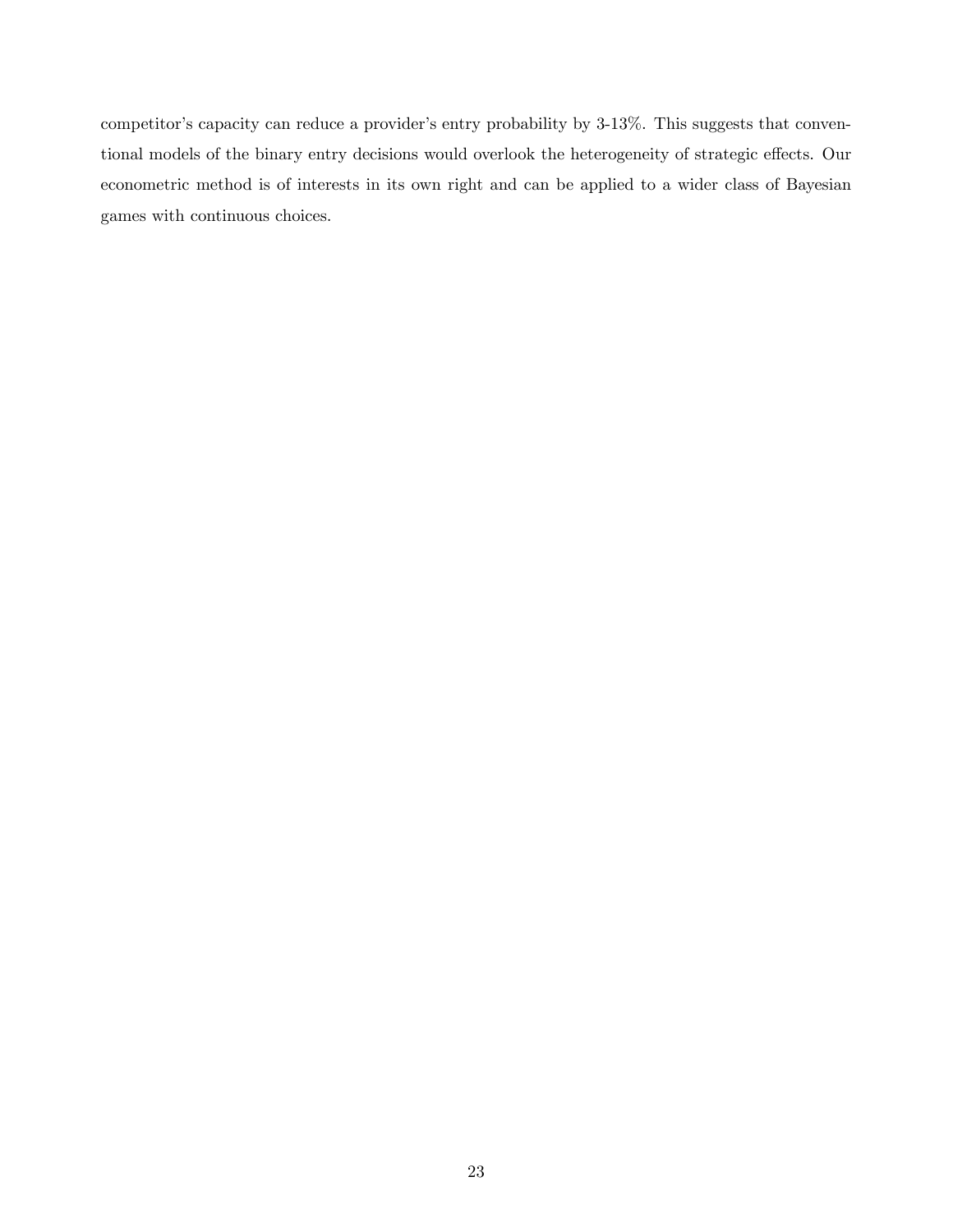competitor's capacity can reduce a provider's entry probability by 3-13%. This suggests that conventional models of the binary entry decisions would overlook the heterogeneity of strategic effects. Our econometric method is of interests in its own right and can be applied to a wider class of Bayesian games with continuous choices.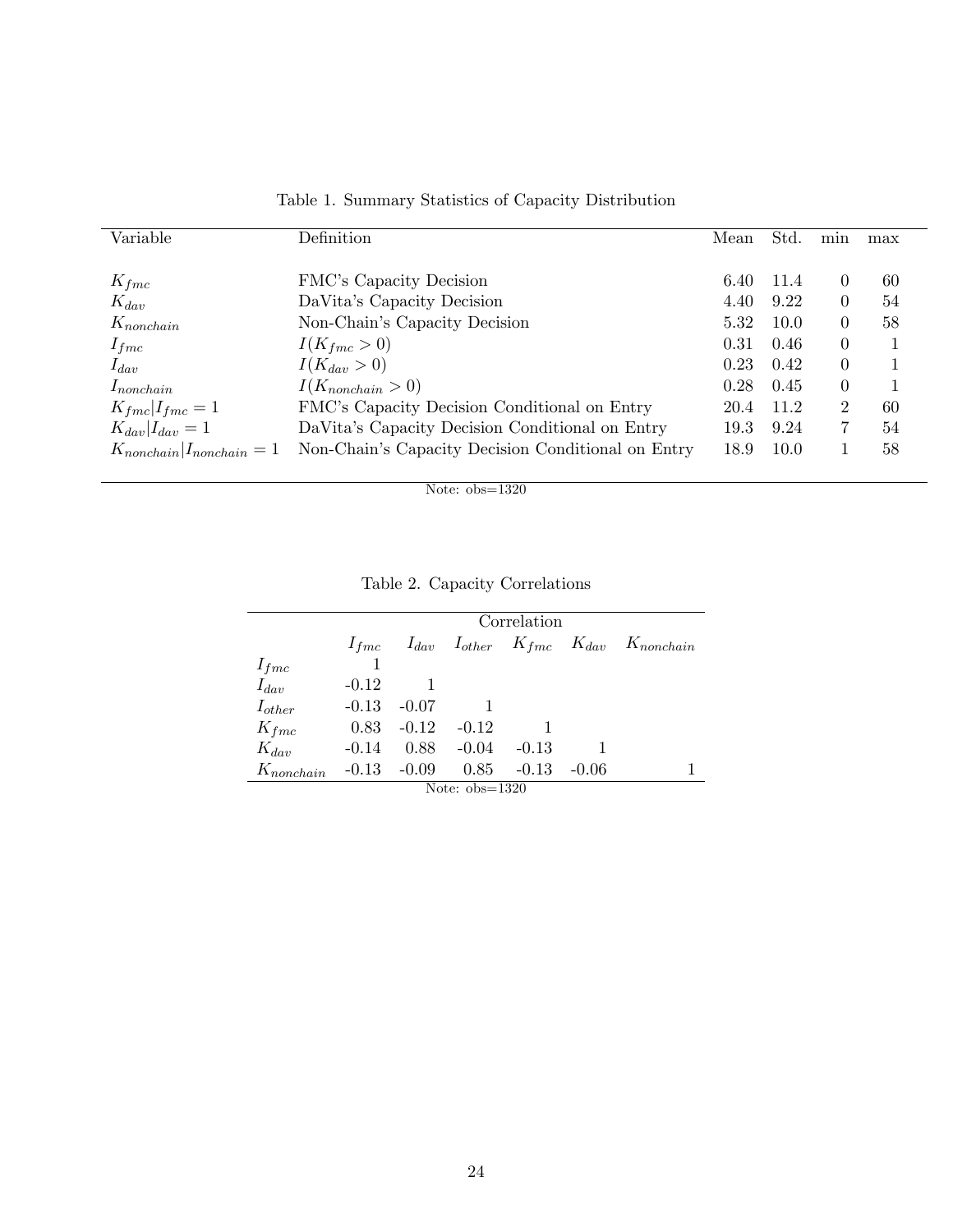Table 1. Summary Statistics of Capacity Distribution

| Variable | Definition | Mean | Std. | min | max |
|---|---|---|---|---|---|
| $K_{fmc}$ | FMC's Capacity Decision | 6.40 | 11.4 | 0 | 60 |
| $K_{dav}$ | DaVita's Capacity Decision | 4.40 | 9.22 | 0 | 54 |
| $K_{nonchain}$ | Non-Chain's Capacity Decision | 5.32 | 10.0 | 0 | 58 |
| $I_{fmc}$ | $I(K_{fmc} > 0)$ | 0.31 | 0.46 | 0 | 1 |
| $I_{dav}$ | $I(K_{dav} > 0)$ | 0.23 | 0.42 | 0 | 1 |
| $I_{nonchain}$ | $I(K_{nonchain} > 0)$ | 0.28 | 0.45 | 0 | 1 |
| $K_{fmc} \| I_{fmc} = 1$ | FMC's Capacity Decision Conditional on Entry | 20.4 | 11.2 | 2 | 60 |
| $K_{dav} \| I_{dav} = 1$ | DaVita's Capacity Decision Conditional on Entry | 19.3 | 9.24 | 7 | 54 |
| $K_{nonchain} \| I_{nonchain} = 1$ | Non-Chain's Capacity Decision Conditional on Entry | 18.9 | 10.0 | 1 | 58 |

Note: obs=1320

Table 2. Capacity Correlations

| | Correlation | | | | | |
|---|---|---|---|---|---|---|
| | $I_{fmc}$ | $I_{dav}$ | $I_{other}$ | $K_{fmc}$ | $K_{dav}$ | $K_{nonchain}$ |
| $I_{fmc}$ | 1 | | | | | |
| $I_{dav}$ | -0.12 | 1 | | | | |
| $I_{other}$ | -0.13 | -0.07 | 1 | | | |
| $K_{fmc}$ | 0.83 | -0.12 | -0.12 | 1 | | |
| $K_{dav}$ | -0.14 | 0.88 | -0.04 | -0.13 | 1 | |
| $K_{nonchain}$ | -0.13 | -0.09 | 0.85 | -0.13 | -0.06 | 1 |

Note: obs=1320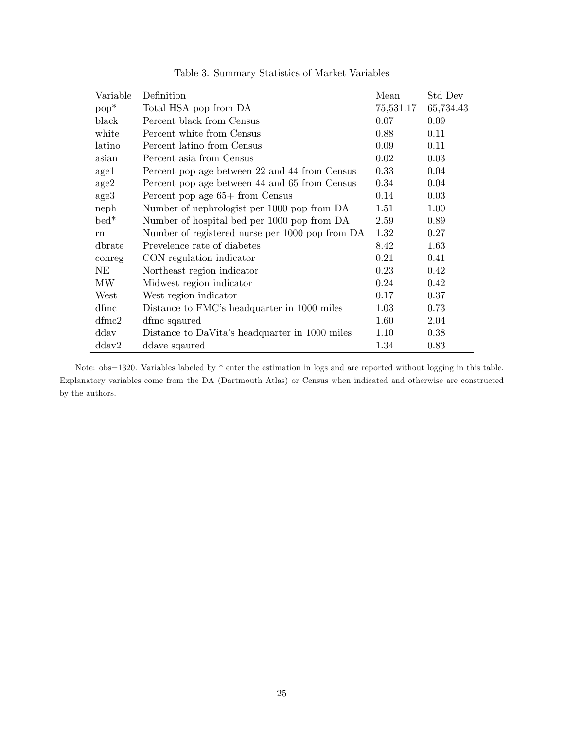Table 3. Summary Statistics of Market Variables

| Variable | Definition | Mean | Std Dev |
|---|---|---|---|
| pop* | Total HSA pop from DA | 75,531.17 | 65,734.43 |
| black | Percent black from Census | 0.07 | 0.09 |
| white | Percent white from Census | 0.88 | 0.11 |
| latino | Percent latino from Census | 0.09 | 0.11 |
| asian | Percent asia from Census | 0.02 | 0.03 |
| age1 | Percent pop age between 22 and 44 from Census | 0.33 | 0.04 |
| age2 | Percent pop age between 44 and 65 from Census | 0.34 | 0.04 |
| age3 | Percent pop age 65+ from Census | 0.14 | 0.03 |
| neph | Number of nephrologist per 1000 pop from DA | 1.51 | 1.00 |
| bed* | Number of hospital bed per 1000 pop from DA | 2.59 | 0.89 |
| rn | Number of registered nurse per 1000 pop from DA | 1.32 | 0.27 |
| dbrate | Prevelence rate of diabetes | 8.42 | 1.63 |
| conreg | CON regulation indicator | 0.21 | 0.41 |
| NE | Northeast region indicator | 0.23 | 0.42 |
| MW | Midwest region indicator | 0.24 | 0.42 |
| West | West region indicator | 0.17 | 0.37 |
| dfmc | Distance to FMC's headquarter in 1000 miles | 1.03 | 0.73 |
| dfmc2 | dfmc sqaured | 1.60 | 2.04 |
| ddav | Distance to DaVita's headquarter in 1000 miles | 1.10 | 0.38 |
| ddav2 | ddave sqaured | 1.34 | 0.83 |

Note: obs=1320. Variables labeled by * enter the estimation in logs and are reported without logging in this table. Explanatory variables come from the DA (Dartmouth Atlas) or Census when indicated and otherwise are constructed by the authors.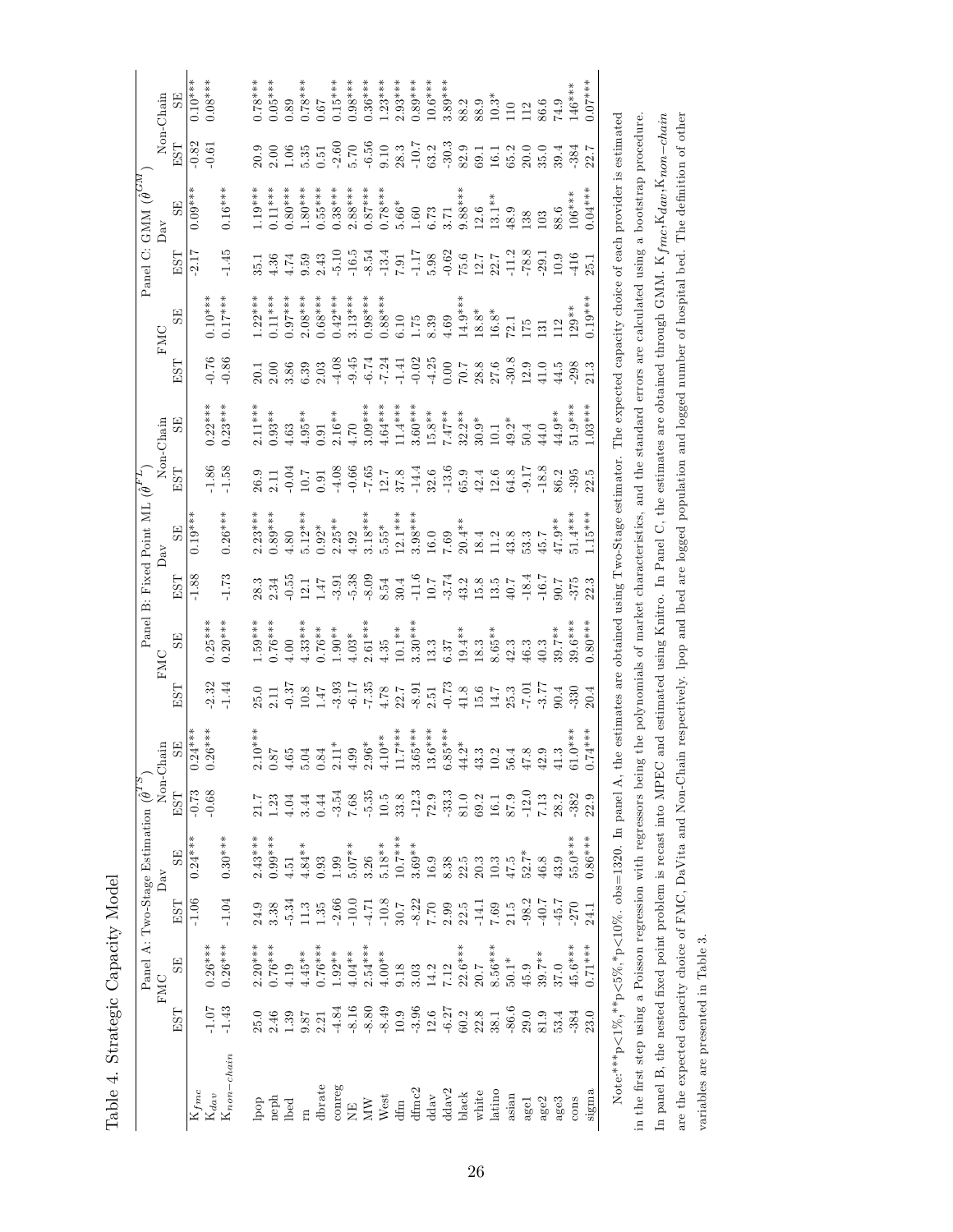Table 4. Strategic Capacity Model

| | Panel A: Two-Stage Estimation ($\hat{\theta}^{TS}$) | | | | | | Panel B: Fixed Point ML ($\hat{\theta}^{FP}$) | | | | | | Panel C: GMM ($\hat{\theta}^{GM}$) | | | | | |
|---|---|---|---|---|---|---|---|---|---|---|---|---|---|---|---|---|---|---|
| | FMC | | Dav | | Non-Chain | | FMC | | Dav | | Non-Chain | | FMC | | Dav | | Non-Chain | |
| | EST | SE | EST | SE | EST | SE | EST | SE | EST | SE | EST | SE | EST | SE | EST | SE | EST | SE |
| $K_{fmc}$ | | | -1.06 | 0.24*** | -0.73 | 0.24*** | | | -1.88 | 0.19*** | | | | | -2.17 | 0.09*** | -0.82 | 0.10*** |
| $K_{dav}$ | -1.07 | 0.26*** | | | -0.68 | 0.26*** | -2.32 | 0.25*** | | | -1.86 | 0.22*** | -0.76 | 0.10*** | | | -0.61 | 0.08*** |
| $K_{non-chain}$ | -1.43 | 0.26*** | -1.04 | 0.30*** | | | -1.44 | 0.20*** | -1.73 | 0.26*** | -1.58 | 0.23*** | -0.86 | 0.17*** | -1.45 | 0.16*** | | |
| lpop | 25.0 | 2.20*** | 24.9 | 2.43*** | 21.7 | 2.10*** | 25.0 | 1.59*** | 28.3 | 2.23*** | 26.9 | 2.11*** | 20.1 | 1.22*** | 35.1 | 1.19*** | 20.9 | 0.78*** |
| neph | 2.46 | 0.76*** | 3.38 | 0.99*** | 1.23 | 0.87 | 2.11 | 0.76*** | 2.34 | 0.89*** | 2.11 | 0.93** | 2.00 | 0.11*** | 4.36 | 0.11*** | 2.00 | 0.05*** |
| lbed | 1.39 | 4.19 | -5.34 | 4.51 | 4.04 | 4.65 | -0.37 | 4.00 | -0.55 | 4.80 | -0.04 | 4.63 | 3.86 | 0.97*** | 4.74 | 0.80*** | 1.06 | 0.89 |
| rn | 9.87 | 4.45** | 11.3 | 4.84** | 3.44 | 5.04 | 10.8 | 4.33*** | 12.1 | 5.12** | 10.7 | 4.95** | 6.39 | 2.08*** | 9.59 | 1.80*** | 5.35 | 0.78*** |
| dbrate | 2.21 | 0.76*** | 1.35 | 0.93 | 0.44 | 0.84 | 1.47 | 0.76** | 1.47 | 0.92* | 0.91 | 0.91 | 2.03 | 0.68*** | 2.43 | 0.55*** | 0.51 | 0.67 |
| conreg | -4.84 | 1.92** | -2.66 | 1.99 | -3.54 | 2.11* | -3.93 | 1.90** | -3.91 | 2.25** | -4.08 | 2.16** | -4.08 | 0.42*** | -5.10 | 0.38*** | -2.60 | 0.15*** |
| NE | -8.16 | 4.04** | -10.0 | 5.07** | 7.68 | 4.99 | -6.17 | 4.03* | -5.38 | 4.92 | -0.66 | 4.70 | -9.45 | 3.13*** | -16.5 | 2.88*** | 5.70 | 0.98*** |
| MW | -8.80 | 2.54*** | -4.71 | 3.26 | -5.35 | 2.96* | -7.35 | 2.61*** | -8.09 | 3.18*** | -7.65 | 3.09*** | -6.74 | 0.98*** | -8.54 | 0.87*** | -6.56 | 0.36*** |
| West | -8.49 | 4.00** | -10.8 | 5.18** | 10.5 | 4.10** | 4.78 | 4.35 | 8.54 | 5.55* | 12.7 | 4.64*** | -7.24 | 0.88*** | -13.4 | 0.78*** | 9.10 | 1.23*** |
| dfm | 10.9 | 9.18 | 30.7 | 10.7*** | 33.8 | 11.7*** | 22.7 | 10.1** | 30.4 | 12.1*** | 37.8 | 11.4*** | -1.41 | 6.10 | 7.91 | 5.66* | 28.3 | 2.93*** |
| dfmc2 | -3.96 | 3.03 | -8.22 | 3.69** | -12.3 | 3.65*** | -8.91 | 3.30*** | -11.6 | 3.98*** | -14.4 | 3.60*** | -0.02 | 1.75 | -1.17 | 1.60 | -10.7 | 0.89*** |
| ddav | 12.6 | 14.2 | 7.70 | 16.9 | 72.9 | 13.6*** | 2.51 | 13.3 | 10.7 | 16.0 | 32.6 | 15.8** | -4.25 | 8.39 | 5.98 | 6.73 | 63.2 | 10.6*** |
| ddav2 | -6.27 | 7.12 | 2.99 | 8.38 | -33.3 | 6.85*** | -0.73 | 6.37 | -3.74 | 7.69 | -13.6 | 7.47** | 0.00 | 4.69 | -0.62 | 3.71 | -30.3 | 3.89*** |
| black | 60.2 | 22.6*** | 22.5 | 22.5 | 81.0 | 44.2* | 41.8 | 19.4** | 43.2 | 20.4** | 65.9 | 32.2** | 70.7 | 14.9*** | 75.6 | 9.88*** | 82.9 | 88.2 |
| white | 22.8 | 20.7 | -14.1 | 20.3 | 69.2 | 43.3 | 15.6 | 18.3 | 15.8 | 18.4 | 42.4 | 30.9* | 28.8 | 18.8* | 12.7 | 12.6 | 69.1 | 88.9 |
| latino | 38.1 | 8.56*** | 7.69 | 10.3 | 16.1 | 10.2 | 14.7 | 8.65** | 13.5 | 11.2 | 12.6 | 10.1 | 27.6 | 16.8* | 22.7 | 13.1** | 16.1 | 10.3* |
| asian | -86.6 | 50.1* | 21.5 | 47.5 | 87.9 | 56.4 | 25.3 | 42.3 | 40.7 | 43.8 | 64.8 | 49.2* | -30.8 | 72.1 | -11.2 | 48.9 | 65.2 | 110 |
| age1 | 29.0 | 45.9 | -98.2 | 52.7* | -12.0 | 47.8 | -7.01 | 46.3 | -18.4 | 53.3 | -9.17 | 50.4 | 12.9 | 175 | -78.8 | 138 | 20.0 | 112 |
| age2 | 81.9 | 39.7** | -40.7 | 46.8 | 7.13 | 42.9 | -3.77 | 40.3 | -16.7 | 45.7 | -18.8 | 44.0 | 41.0 | 131 | -29.1 | 103 | 35.0 | 86.6 |
| age3 | 53.4 | 37.0 | -45.7 | 43.9 | 28.2 | 41.3 | 90.4 | 39.7** | 90.7 | 47.9** | 86.2 | 44.9** | 44.5 | 112 | 10.9 | 88.6 | 39.4 | 74.9 |
| cons | -384 | 45.6*** | -270 | 55.0*** | -382 | 61.0*** | -330 | 39.6*** | -375 | 51.4*** | -395 | 51.9*** | -298 | 129** | -416 | 106*** | -384 | 146*** |
| sigma | 23.0 | 0.71*** | 24.1 | 0.86*** | 22.9 | 0.74*** | 20.4 | 0.80*** | 22.3 | 1.15*** | 22.5 | 1.03*** | 21.3 | 0.19*** | 25.1 | 0.04*** | 22.7 | 0.07*** |

Note:***p<1%,**p<5%,*p<10%. obs=1320. In panel A, the estimates are obtained using Two-Stage estimator. The expected capacity choice of each provider is estimated in the first step using a Poisson regression with regressors being the polynomials of market characteristics, and the standard errors are calculated using a bootstrap procedure. In panel B, the nested fixed point problem is recast into MPEC and estimated using Knitro. In Panel C, the estimates are obtained through GMM. $K_{fmc}$,$K_{dav}$,$K_{non-chain}$ are the expected capacity choice of FMC, DaVita and Non-Chain respectively. lpop and lbed are logged population and logged number of hospital bed. The definition of other variables are presented in Table 3.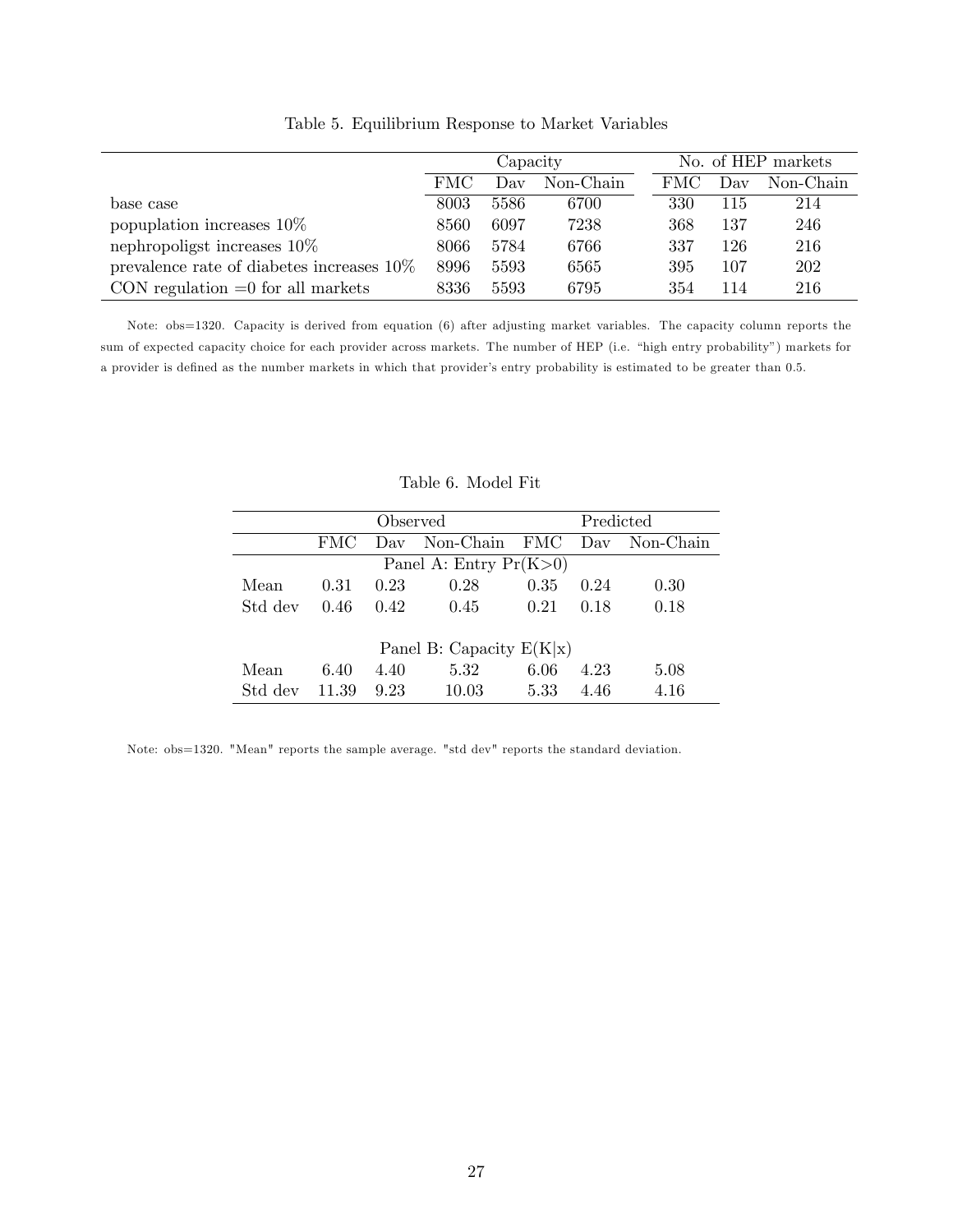Table 5. Equilibrium Response to Market Variables

| | Capacity | | | No. of HEP markets | | |
|---|---|---|---|---|---|---|
| | FMC | Dav | Non-Chain | FMC | Dav | Non-Chain |
| base case | 8003 | 5586 | 6700 | 330 | 115 | 214 |
| popuplation increases 10% | 8560 | 6097 | 7238 | 368 | 137 | 246 |
| nephropoligst increases 10% | 8066 | 5784 | 6766 | 337 | 126 | 216 |
| prevalence rate of diabetes increases 10% | 8996 | 5593 | 6565 | 395 | 107 | 202 |
| CON regulation =0 for all markets | 8336 | 5593 | 6795 | 354 | 114 | 216 |

Note: obs=1320. Capacity is derived from equation (6) after adjusting market variables. The capacity column reports the sum of expected capacity choice for each provider across markets. The number of HEP (i.e. "high entry probability") markets for a provider is defined as the number markets in which that provider's entry probability is estimated to be greater than 0.5.

Table 6. Model Fit

| | Observed | | | Predicted | | |
|---|---|---|---|---|---|---|
| | FMC | Dav | Non-Chain | FMC | Dav | Non-Chain |
| **Panel A: Entry Pr(K>0)** | | | | | | |
| Mean | 0.31 | 0.23 | 0.28 | 0.35 | 0.24 | 0.30 |
| Std dev | 0.46 | 0.42 | 0.45 | 0.21 | 0.18 | 0.18 |
| **Panel B: Capacity E(K\|x)** | | | | | | |
| Mean | 6.40 | 4.40 | 5.32 | 6.06 | 4.23 | 5.08 |
| Std dev | 11.39 | 9.23 | 10.03 | 5.33 | 4.46 | 4.16 |

Note: obs=1320. "Mean" reports the sample average. "std dev" reports the standard deviation.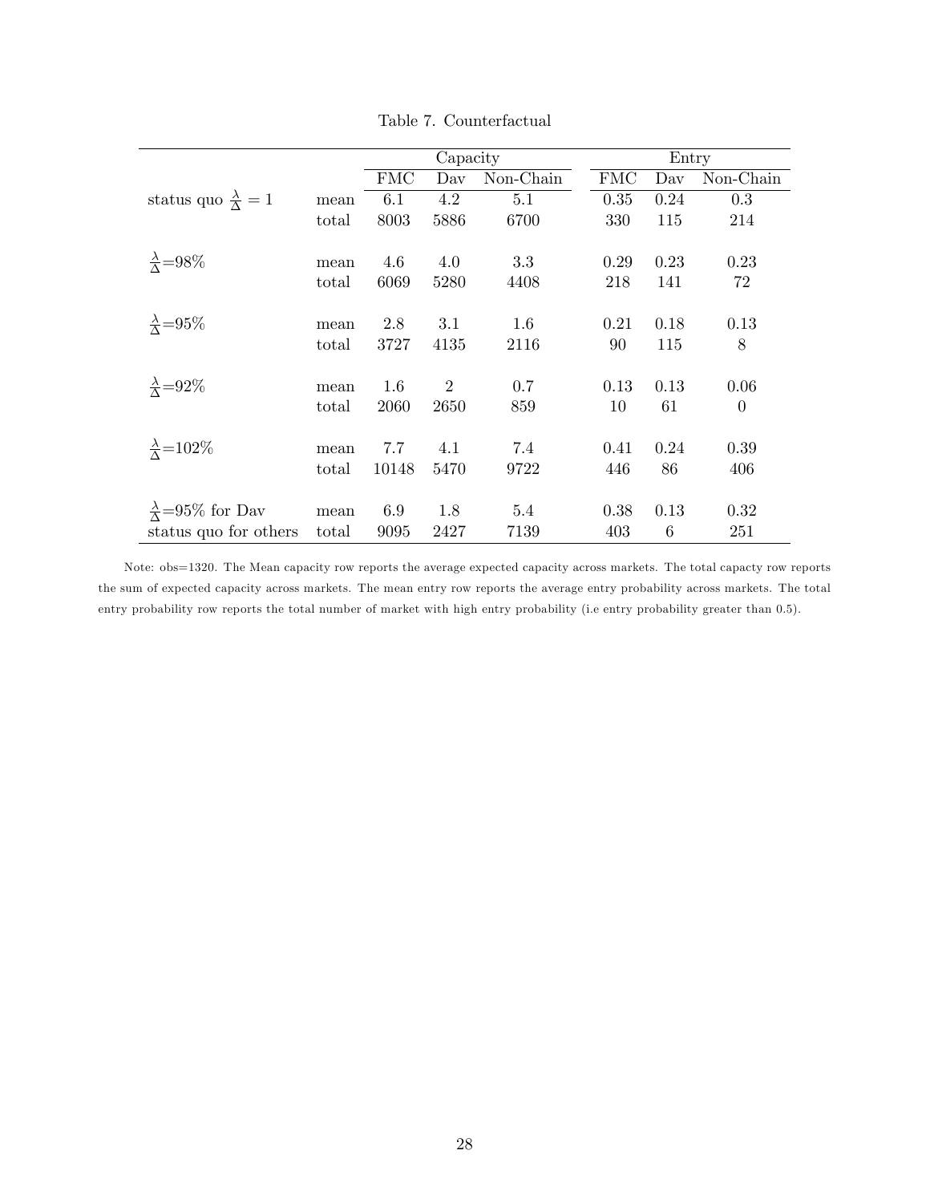Table 7. Counterfactual

| | | Capacity | | | Entry | | |
|---|---|---|---|---|---|---|---|
| | | FMC | Dav | Non-Chain | FMC | Dav | Non-Chain |
| status quo $\frac{\lambda}{\Delta}=1$ | mean | 6.1 | 4.2 | 5.1 | 0.35 | 0.24 | 0.3 |
| | total | 8003 | 5886 | 6700 | 330 | 115 | 214 |
| $\frac{\lambda}{\Delta}$=98% | mean | 4.6 | 4.0 | 3.3 | 0.29 | 0.23 | 0.23 |
| | total | 6069 | 5280 | 4408 | 218 | 141 | 72 |
| $\frac{\lambda}{\Delta}$=95% | mean | 2.8 | 3.1 | 1.6 | 0.21 | 0.18 | 0.13 |
| | total | 3727 | 4135 | 2116 | 90 | 115 | 8 |
| $\frac{\lambda}{\Delta}$=92% | mean | 1.6 | 2 | 0.7 | 0.13 | 0.13 | 0.06 |
| | total | 2060 | 2650 | 859 | 10 | 61 | 0 |
| $\frac{\lambda}{\Delta}$=102% | mean | 7.7 | 4.1 | 7.4 | 0.41 | 0.24 | 0.39 |
| | total | 10148 | 5470 | 9722 | 446 | 86 | 406 |
| $\frac{\lambda}{\Delta}$=95% for Dav | mean | 6.9 | 1.8 | 5.4 | 0.38 | 0.13 | 0.32 |
| status quo for others | total | 9095 | 2427 | 7139 | 403 | 6 | 251 |

Note: obs=1320. The Mean capacity row reports the average expected capacity across markets. The total capacty row reports the sum of expected capacity across markets. The mean entry row reports the average entry probability across markets. The total entry probability row reports the total number of market with high entry probability (i.e entry probability greater than 0.5).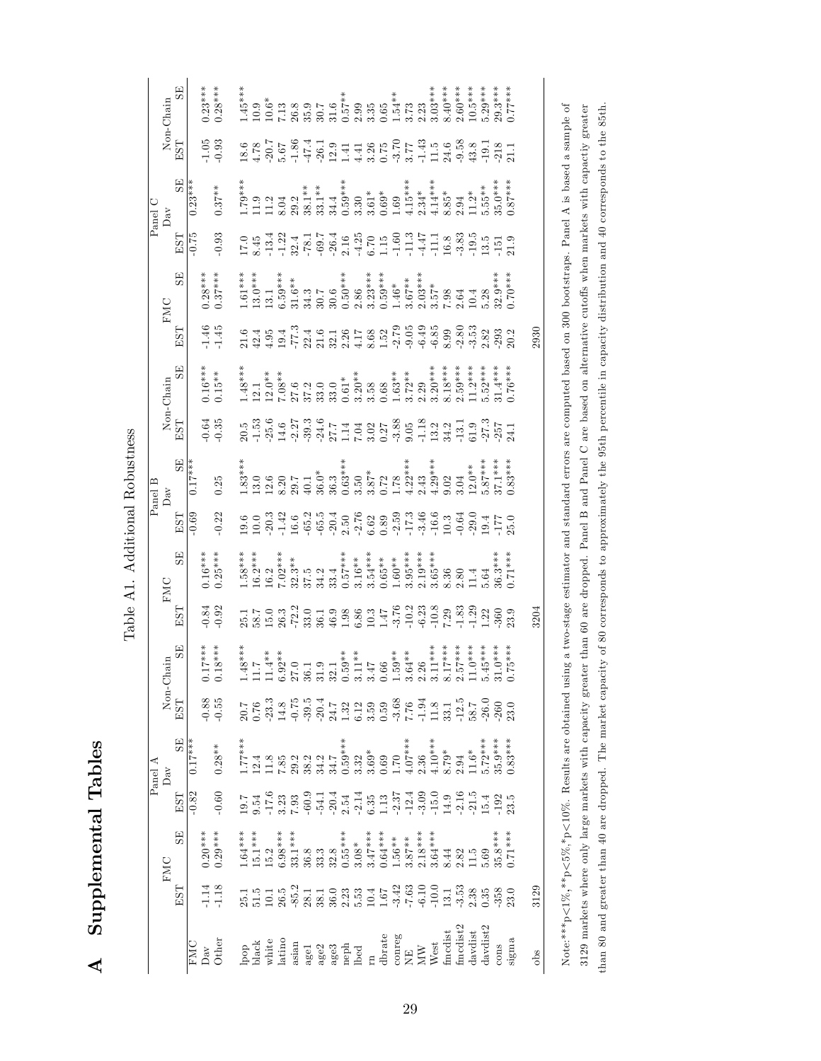# A Supplemental Tables

Table A1. Additional Robustness

| | Panel A | | | | | | Panel B | | | | | | Panel C | | | | | |
|---|---|---|---|---|---|---|---|---|---|---|---|---|---|---|---|---|---|---|
| | FMC | | Dav | | Non-Chain | | FMC | | Dav | | Non-Chain | | FMC | | Dav | | Non-Chain | |
| | EST | SE | EST | SE | EST | SE | EST | SE | EST | SE | EST | SE | EST | SE | EST | SE | EST | SE |
| FMC | | | -0.82 | 0.17*** | | | | | -0.69 | 0.17*** | | | | | -0.75 | 0.23*** | | |
| Dav | -1.14 | 0.20*** | | | -0.88 | 0.17*** | -0.84 | 0.16*** | | | -0.64 | 0.16*** | -1.46 | 0.28*** | | | -1.05 | 0.23*** |
| Other | -1.18 | 0.29*** | -0.60 | 0.28** | -0.55 | 0.18*** | -0.92 | 0.25*** | -0.22 | 0.25 | -0.35 | 0.15** | -1.45 | 0.37*** | -0.93 | 0.37** | -0.93 | 0.28*** |
| lpop | 25.1 | 1.64*** | 19.7 | 1.77*** | 20.7 | 1.48*** | 25.1 | 1.58*** | 19.6 | 1.83*** | 20.5 | 1.48*** | 21.6 | 1.61*** | 17.0 | 1.79*** | 18.6 | 1.45*** |
| black | 51.5 | 15.1*** | 9.54 | 12.4 | 0.76 | 11.7 | 58.7 | 16.2*** | 10.0 | 13.0 | -1.53 | 12.1 | 42.4 | 13.0*** | 8.45 | 11.9 | 4.78 | 10.9 |
| white | 10.1 | 15.2 | -17.6 | 11.8 | -23.3 | 11.4** | 15.0 | 16.2 | -20.3 | 12.6 | -25.6 | 12.0** | 4.95 | 13.1 | -13.4 | 11.2 | -20.7 | 10.6* |
| latino | 26.5 | 6.98*** | 3.23 | 7.85 | 14.8 | 6.92** | 26.3 | 7.02*** | -1.42 | 8.20 | 14.6 | 7.08** | 19.4 | 6.59*** | -1.22 | 8.04 | 5.67 | 7.13 |
| asian | -85.2 | 33.1*** | 7.93 | 29.2 | -0.75 | 27.0 | -72.2 | 32.3** | 16.6 | 29.7 | -2.27 | 27.6 | -77.3 | 31.6** | 32.4 | 29.2 | -1.86 | 26.8 |
| age1 | 28.1 | 36.8 | -60.9 | 38.2 | -39.5 | 36.1 | 33.0 | 37.5 | -65.2 | 40.1 | -39.3 | 37.2 | 22.4 | 34.3 | -78.1 | 38.1** | -47.4 | 35.9 |
| age2 | 38.1 | 33.3 | -54.1 | 34.2 | -20.4 | 31.9 | 36.1 | 34.2 | -65.5 | 36.0* | -24.6 | 33.0 | 21.6 | 30.7 | -69.7 | 33.1** | -26.1 | 30.7 |
| age3 | 36.0 | 32.8 | -20.4 | 34.7 | 24.7 | 32.1 | 46.9 | 33.4 | -20.4 | 36.3 | 27.7 | 33.0 | 32.1 | 30.6 | -26.4 | 34.4 | 12.9 | 31.6 |
| neph | 2.23 | 0.55*** | 2.54 | 0.59*** | 1.32 | 0.59** | 1.98 | 0.57*** | 2.50 | 0.63*** | 1.14 | 0.61* | 2.26 | 0.50*** | 2.16 | 0.59*** | 1.41 | 0.57** |
| lbed | 5.53 | 3.08* | -2.14 | 3.32 | 6.12 | 3.11** | 6.86 | 3.16** | -2.76 | 3.50 | 7.04 | 3.20** | 4.17 | 2.86 | -4.25 | 3.30 | 4.41 | 2.99 |
| rn | 10.4 | 3.47*** | 6.35 | 3.69* | 3.59 | 3.47 | 10.3 | 3.54*** | 6.62 | 3.87* | 3.02 | 3.58 | 8.68 | 3.23*** | 6.70 | 3.61* | 3.26 | 3.35 |
| dbrate | 1.67 | 0.64*** | 1.13 | 0.69 | 0.59 | 0.66 | 1.47 | 0.65** | 0.89 | 0.72 | 0.27 | 0.68 | 1.52 | 0.59*** | 1.15 | 0.69* | 0.75 | 0.65 |
| conreg | -3.42 | 1.56** | -2.37 | 1.70 | -3.68 | 1.59** | -3.76 | 1.60** | -2.59 | 1.78 | -3.88 | 1.63** | -2.79 | 1.46* | -1.60 | 1.69 | -3.70 | 1.54** |
| NE | -7.63 | 3.87** | -12.4 | 4.07*** | 7.76 | 3.64** | -10.2 | 3.95*** | -17.3 | 4.22*** | 9.05 | 3.72** | -9.05 | 3.67** | -11.3 | 4.15*** | 3.77 | 3.73 |
| MW | -6.10 | 2.18*** | -3.09 | 2.36 | -1.94 | 2.26 | -6.23 | 2.19*** | -3.46 | 2.43 | -1.18 | 2.29 | -6.49 | 2.03*** | -4.47 | 2.34* | -1.43 | 2.23 |
| West | -10.0 | 3.64*** | -15.0 | 4.10*** | 11.8 | 3.11*** | -10.8 | 3.65*** | -16.6 | 4.29*** | 13.2 | 3.20*** | -6.85 | 3.57* | -11.1 | 4.14*** | 11.5 | 3.03*** |
| fmcdist | 13.1 | 8.44 | 14.9 | 8.79* | 33.1 | 8.17*** | 7.29 | 8.36 | 10.3 | 9.02 | 34.2 | 8.18*** | 8.99 | 7.98 | 16.8 | 8.85* | 24.6 | 8.40*** |
| fmcdist2 | -3.53 | 2.82 | -2.16 | 2.94 | -12.5 | 2.57*** | -1.83 | 2.80 | -0.64 | 3.04 | -13.1 | 2.59*** | -2.80 | 2.64 | -3.83 | 2.94 | -9.58 | 2.60*** |
| davdist | 2.38 | 11.5 | -21.5 | 11.6* | 58.7 | 11.0*** | -1.29 | 11.4 | -29.0 | 12.0** | 61.9 | 11.2*** | -3.53 | 10.4 | -19.5 | 11.2* | 43.8 | 10.5*** |
| davdist2 | 0.35 | 5.69 | 15.4 | 5.72*** | -26.0 | 5.45*** | 1.22 | 5.64 | 19.4 | 5.87*** | -27.3 | 5.52*** | 2.82 | 5.28 | 13.5 | 5.55** | -19.1 | 5.29*** |
| cons | -358 | 35.8*** | -192 | 35.9*** | -260 | 31.0*** | -360 | 36.3*** | -177 | 37.1*** | -257 | 31.4*** | -293 | 32.9*** | -151 | 35.0*** | -218 | 29.3*** |
| sigma | 23.0 | 0.71*** | 23.5 | 0.83*** | 23.0 | 0.75*** | 23.9 | 0.71*** | 25.0 | 0.83*** | 24.1 | 0.76*** | 20.2 | 0.70*** | 21.9 | 0.87*** | 21.1 | 0.77*** |
| obs | 3129 | | | | | | 3204 | | | | | | 2930 | | | | | |

Note:***p<1%,**p<5%,*p<10%. Results are obtained using a two-stage estimator and standard errors are computed based on 300 bootstraps. Panel A is based a sample of 3129 markets where only large markets with capacity greater than 60 are dropped. Panel B and Panel C are based on alternative cutoffs when markets with capacity greater than 80 and greater than 40 are dropped. The market capacity of 80 corresponds to approximately the 95th percentile in capacity distribution and 40 corresponds to the 85th.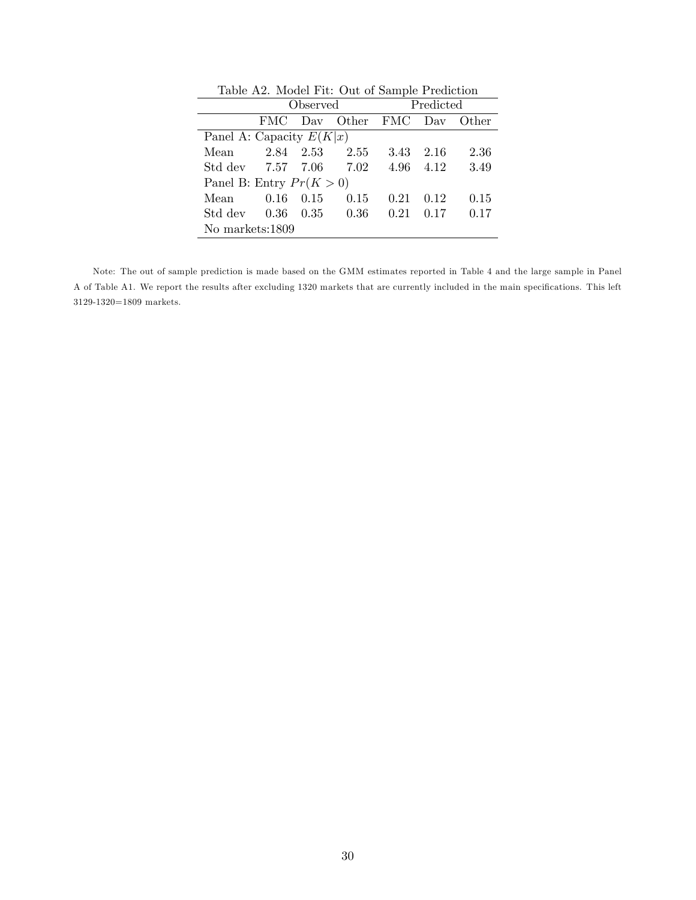Table A2. Model Fit: Out of Sample Prediction

| | Observed | | | Predicted | | |
|---|---|---|---|---|---|---|
| | FMC | Dav | Other | FMC | Dav | Other |
| Panel A: Capacity $E(K\|x)$ | | | | | | |
| Mean | 2.84 | 2.53 | 2.55 | 3.43 | 2.16 | 2.36 |
| Std dev | 7.57 | 7.06 | 7.02 | 4.96 | 4.12 | 3.49 |
| Panel B: Entry $Pr(K>0)$ | | | | | | |
| Mean | 0.16 | 0.15 | 0.15 | 0.21 | 0.12 | 0.15 |
| Std dev | 0.36 | 0.35 | 0.36 | 0.21 | 0.17 | 0.17 |
| No markets:1809 | | | | | | |

Note: The out of sample prediction is made based on the GMM estimates reported in Table 4 and the large sample in Panel A of Table A1. We report the results after excluding 1320 markets that are currently included in the main specifications. This left 3129-1320=1809 markets.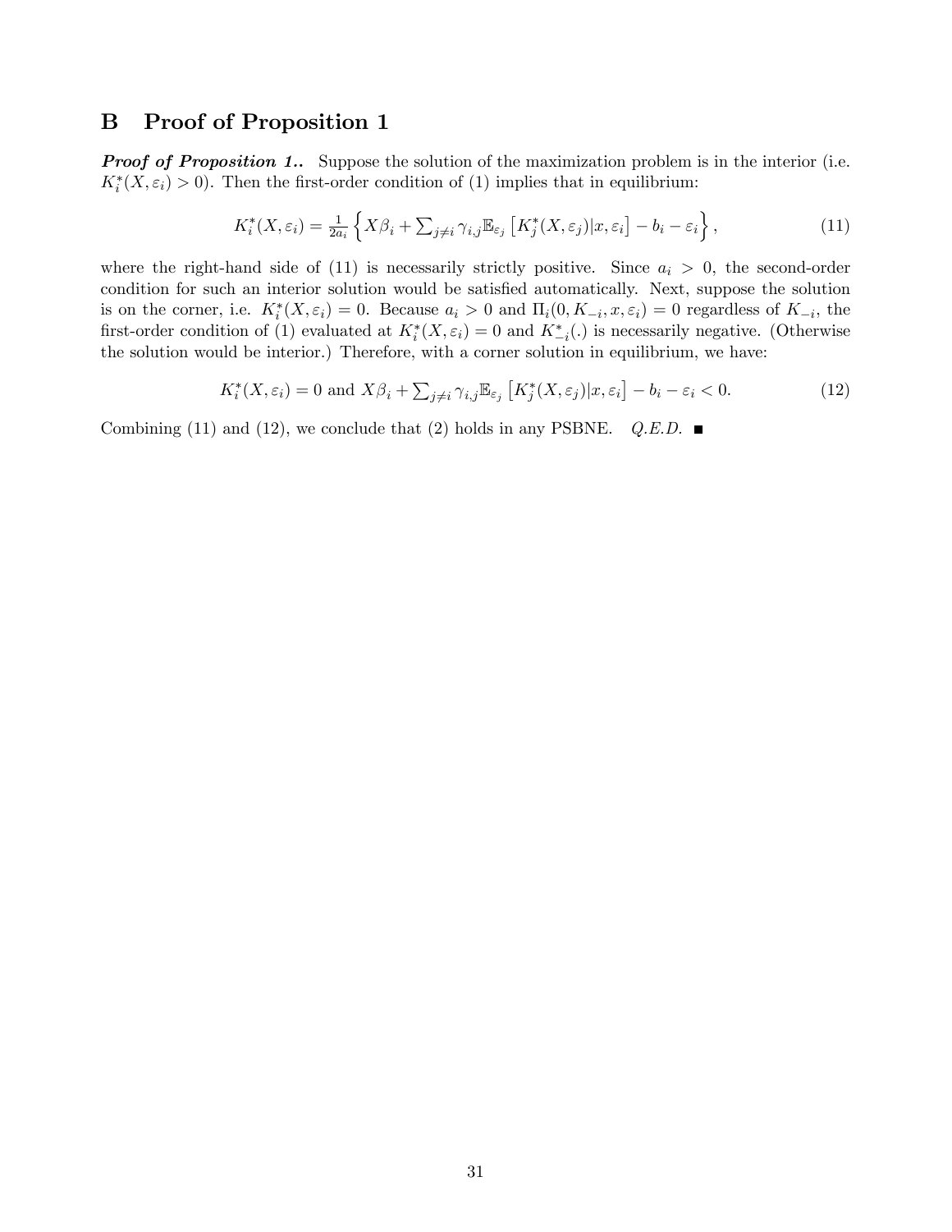# B Proof of Proposition 1

***Proof of Proposition 1..*** Suppose the solution of the maximization problem is in the interior (i.e. $K_i^*(X, \varepsilon_i) > 0$). Then the first-order condition of (1) implies that in equilibrium:

$$K_i^*(X, \varepsilon_i) = \tfrac{1}{2a_i} \left\{ X\beta_i + \textstyle\sum_{j \neq i} \gamma_{i,j} \mathbb{E}_{\varepsilon_j} \left[ K_j^*(X, \varepsilon_j) | x, \varepsilon_i \right] - b_i - \varepsilon_i \right\}, \tag{11}$$

where the right-hand side of (11) is necessarily strictly positive. Since $a_i > 0$, the second-order condition for such an interior solution would be satisfied automatically. Next, suppose the solution is on the corner, i.e. $K_i^*(X, \varepsilon_i) = 0$. Because $a_i > 0$ and $\Pi_i(0, K_{-i}, x, \varepsilon_i) = 0$ regardless of $K_{-i}$, the first-order condition of (1) evaluated at $K_i^*(X, \varepsilon_i) = 0$ and $K_{-i}^*(.)$ is necessarily negative. (Otherwise the solution would be interior.) Therefore, with a corner solution in equilibrium, we have:

$$K_i^*(X, \varepsilon_i) = 0 \text{ and } X\beta_i + \textstyle\sum_{j \neq i} \gamma_{i,j} \mathbb{E}_{\varepsilon_j} \left[ K_j^*(X, \varepsilon_j) | x, \varepsilon_i \right] - b_i - \varepsilon_i < 0. \tag{12}$$

Combining (11) and (12), we conclude that (2) holds in any PSBNE. *Q.E.D.* ■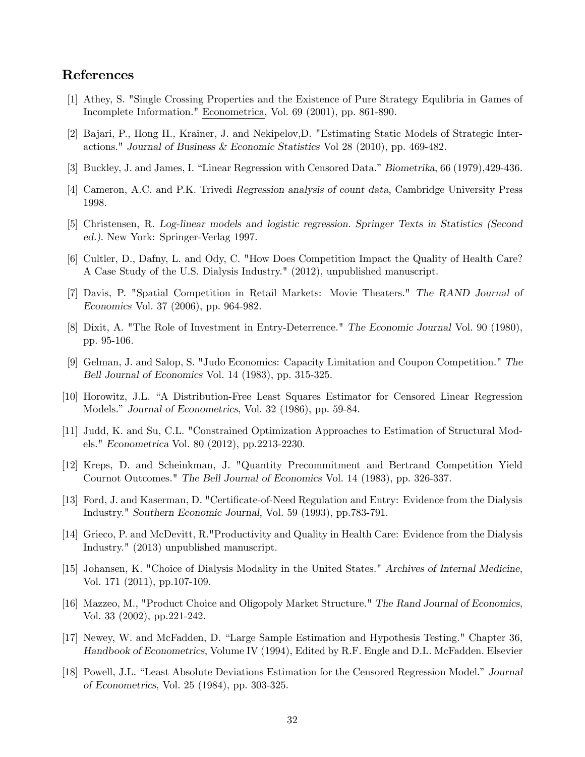## References

[1] Athey, S. "Single Crossing Properties and the Existence of Pure Strategy Equlibria in Games of Incomplete Information." Econometrica, Vol. 69 (2001), pp. 861-890.

[2] Bajari, P., Hong H., Krainer, J. and Nekipelov,D. "Estimating Static Models of Strategic Interactions." *Journal of Business & Economic Statistics* Vol 28 (2010), pp. 469-482.

[3] Buckley, J. and James, I. "Linear Regression with Censored Data." *Biometrika*, 66 (1979),429-436.

[4] Cameron, A.C. and P.K. Trivedi *Regression analysis of count data*, Cambridge University Press 1998.

[5] Christensen, R. *Log-linear models and logistic regression. Springer Texts in Statistics (Second ed.)*. New York: Springer-Verlag 1997.

[6] Cultler, D., Dafny, L. and Ody, C. "How Does Competition Impact the Quality of Health Care? A Case Study of the U.S. Dialysis Industry." (2012), unpublished manuscript.

[7] Davis, P. "Spatial Competition in Retail Markets: Movie Theaters." *The RAND Journal of Economics* Vol. 37 (2006), pp. 964-982.

[8] Dixit, A. "The Role of Investment in Entry-Deterrence." *The Economic Journal* Vol. 90 (1980), pp. 95-106.

[9] Gelman, J. and Salop, S. "Judo Economics: Capacity Limitation and Coupon Competition." *The Bell Journal of Economics* Vol. 14 (1983), pp. 315-325.

[10] Horowitz, J.L. "A Distribution-Free Least Squares Estimator for Censored Linear Regression Models." *Journal of Econometrics*, Vol. 32 (1986), pp. 59-84.

[11] Judd, K. and Su, C.L. "Constrained Optimization Approaches to Estimation of Structural Models." *Econometrica* Vol. 80 (2012), pp.2213-2230.

[12] Kreps, D. and Scheinkman, J. "Quantity Precommitment and Bertrand Competition Yield Cournot Outcomes." *The Bell Journal of Economics* Vol. 14 (1983), pp. 326-337.

[13] Ford, J. and Kaserman, D. "Certificate-of-Need Regulation and Entry: Evidence from the Dialysis Industry." *Southern Economic Journal*, Vol. 59 (1993), pp.783-791.

[14] Grieco, P. and McDevitt, R."Productivity and Quality in Health Care: Evidence from the Dialysis Industry." (2013) unpublished manuscript.

[15] Johansen, K. "Choice of Dialysis Modality in the United States." *Archives of Internal Medicine*, Vol. 171 (2011), pp.107-109.

[16] Mazzeo, M., "Product Choice and Oligopoly Market Structure." *The Rand Journal of Economics*, Vol. 33 (2002), pp.221-242.

[17] Newey, W. and McFadden, D. "Large Sample Estimation and Hypothesis Testing." Chapter 36, *Handbook of Econometrics*, Volume IV (1994), Edited by R.F. Engle and D.L. McFadden. Elsevier

[18] Powell, J.L. "Least Absolute Deviations Estimation for the Censored Regression Model." *Journal of Econometrics*, Vol. 25 (1984), pp. 303-325.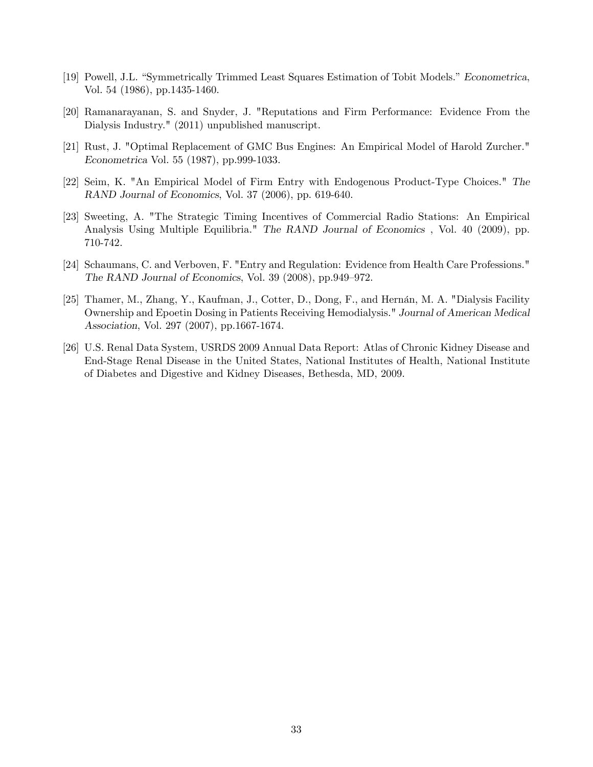[19] Powell, J.L. "Symmetrically Trimmed Least Squares Estimation of Tobit Models." *Econometrica*, Vol. 54 (1986), pp.1435-1460.

[20] Ramanarayanan, S. and Snyder, J. "Reputations and Firm Performance: Evidence From the Dialysis Industry." (2011) unpublished manuscript.

[21] Rust, J. "Optimal Replacement of GMC Bus Engines: An Empirical Model of Harold Zurcher." *Econometrica* Vol. 55 (1987), pp.999-1033.

[22] Seim, K. "An Empirical Model of Firm Entry with Endogenous Product-Type Choices." *The RAND Journal of Economics*, Vol. 37 (2006), pp. 619-640.

[23] Sweeting, A. "The Strategic Timing Incentives of Commercial Radio Stations: An Empirical Analysis Using Multiple Equilibria." *The RAND Journal of Economics* , Vol. 40 (2009), pp. 710-742.

[24] Schaumans, C. and Verboven, F. "Entry and Regulation: Evidence from Health Care Professions." *The RAND Journal of Economics*, Vol. 39 (2008), pp.949–972.

[25] Thamer, M., Zhang, Y., Kaufman, J., Cotter, D., Dong, F., and Hernán, M. A. "Dialysis Facility Ownership and Epoetin Dosing in Patients Receiving Hemodialysis." *Journal of American Medical Association*, Vol. 297 (2007), pp.1667-1674.

[26] U.S. Renal Data System, USRDS 2009 Annual Data Report: Atlas of Chronic Kidney Disease and End-Stage Renal Disease in the United States, National Institutes of Health, National Institute of Diabetes and Digestive and Kidney Diseases, Bethesda, MD, 2009.